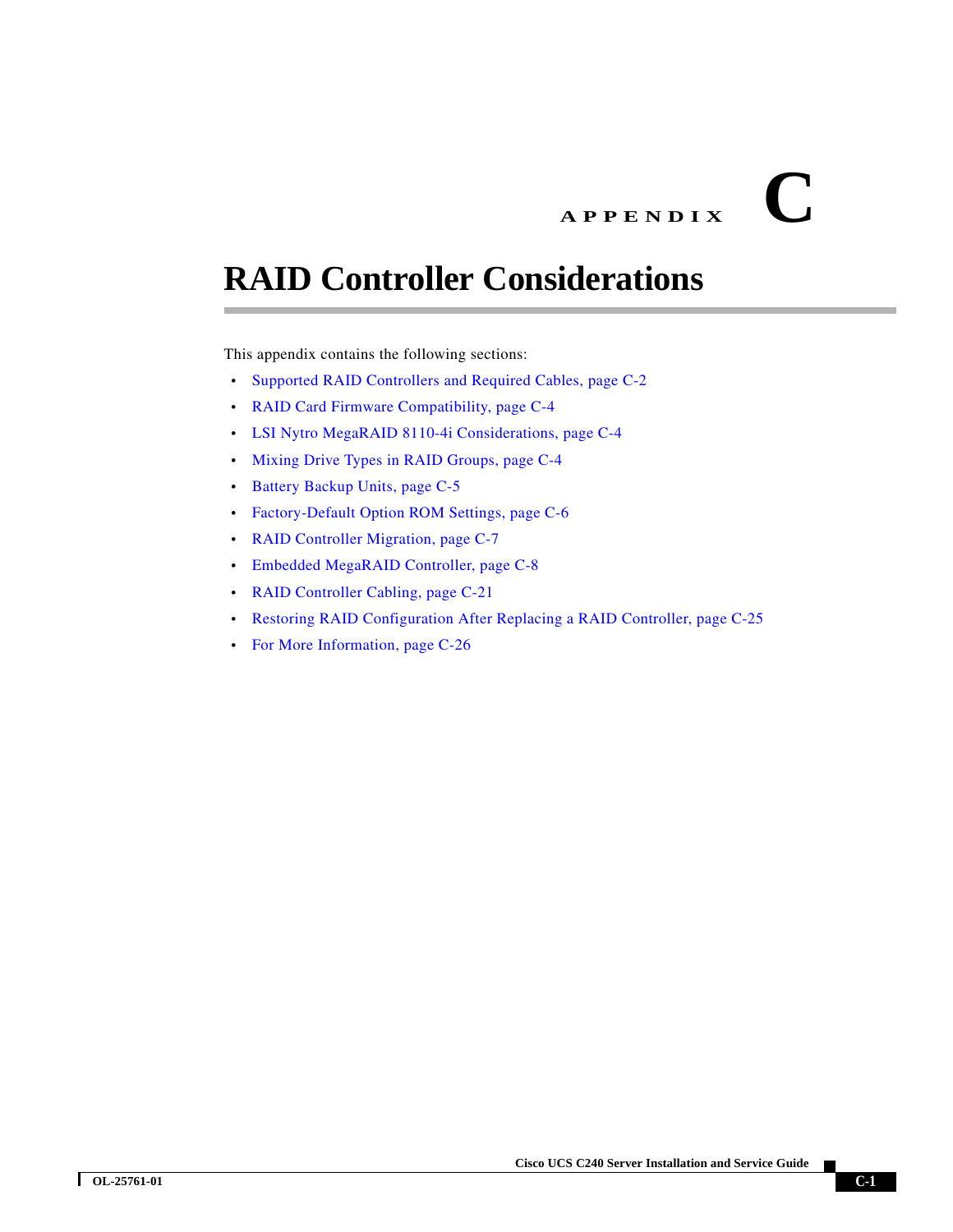# APPENDIX C

# RAID Controller Considerations

This appendix contains the following sections:

- Supported RAID Controllers and Required Cables, page C-2
- RAID Card Firmware Compatibility, page C-4
- LSI Nytro MegaRAID 8110-4i Considerations, page C-4
- Mixing Drive Types in RAID Groups, page C-4
- Battery Backup Units, page C-5
- Factory-Default Option ROM Settings, page C-6
- RAID Controller Migration, page C-7
- Embedded MegaRAID Controller, page C-8
- RAID Controller Cabling, page C-21
- Restoring RAID Configuration After Replacing a RAID Controller, page C-25
- For More Information, page C-26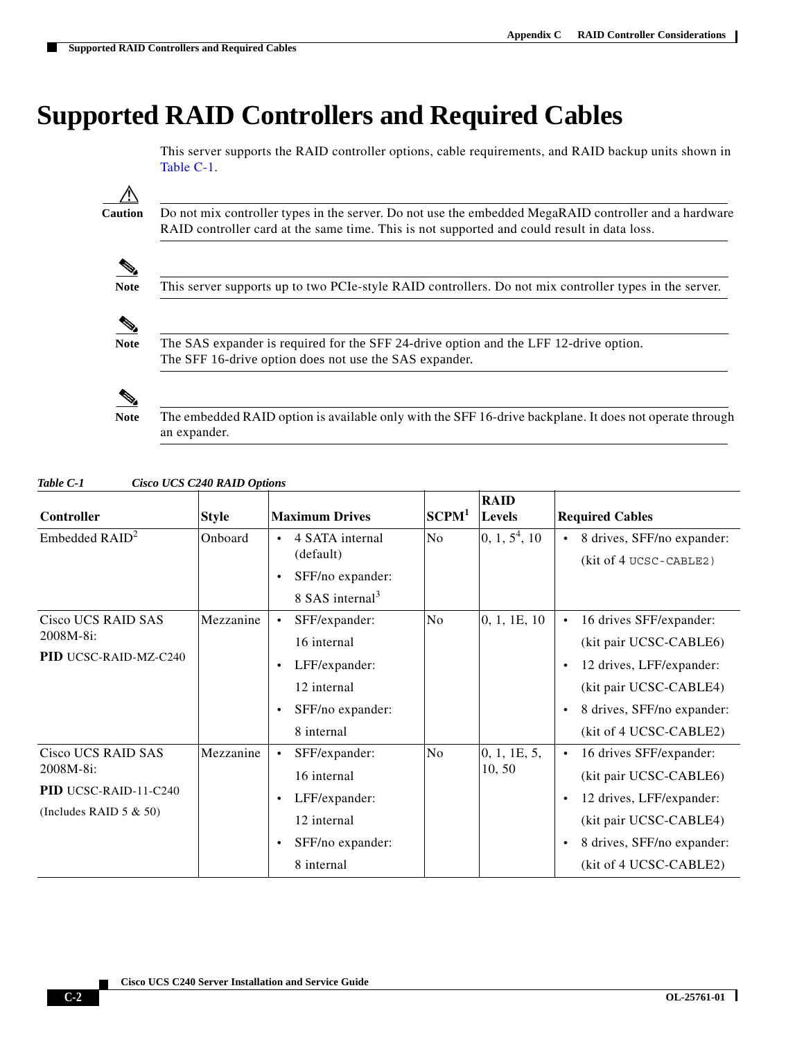# Supported RAID Controllers and Required Cables

This server supports the RAID controller options, cable requirements, and RAID backup units shown in Table C-1.

> **Caution** Do not mix controller types in the server. Do not use the embedded MegaRAID controller and a hardware RAID controller card at the same time. This is not supported and could result in data loss.

> **Note** This server supports up to two PCIe-style RAID controllers. Do not mix controller types in the server.

> **Note** The SAS expander is required for the SFF 24-drive option and the LFF 12-drive option. The SFF 16-drive option does not use the SAS expander.

> **Note** The embedded RAID option is available only with the SFF 16-drive backplane. It does not operate through an expander.

*Table C-1 Cisco UCS C240 RAID Options*

| Controller | Style | Maximum Drives | SCPM[1] | RAID Levels | Required Cables |
|---|---|---|---|---|---|
| Embedded RAID[2] | Onboard | • 4 SATA internal (default)<br>• SFF/no expander: 8 SAS internal[3] | No | 0, 1, 5[4], 10 | • 8 drives, SFF/no expander: (kit of 4 UCSC-CABLE2) |
| Cisco UCS RAID SAS 2008M-8i:<br>**PID** UCSC-RAID-MZ-C240 | Mezzanine | • SFF/expander: 16 internal<br>• LFF/expander: 12 internal<br>• SFF/no expander: 8 internal | No | 0, 1, 1E, 10 | • 16 drives SFF/expander: (kit pair UCSC-CABLE6)<br>• 12 drives, LFF/expander: (kit pair UCSC-CABLE4)<br>• 8 drives, SFF/no expander: (kit of 4 UCSC-CABLE2) |
| Cisco UCS RAID SAS 2008M-8i:<br>**PID** UCSC-RAID-11-C240<br>(Includes RAID 5 & 50) | Mezzanine | • SFF/expander: 16 internal<br>• LFF/expander: 12 internal<br>• SFF/no expander: 8 internal | No | 0, 1, 1E, 5, 10, 50 | • 16 drives SFF/expander: (kit pair UCSC-CABLE6)<br>• 12 drives, LFF/expander: (kit pair UCSC-CABLE4)<br>• 8 drives, SFF/no expander: (kit of 4 UCSC-CABLE2) |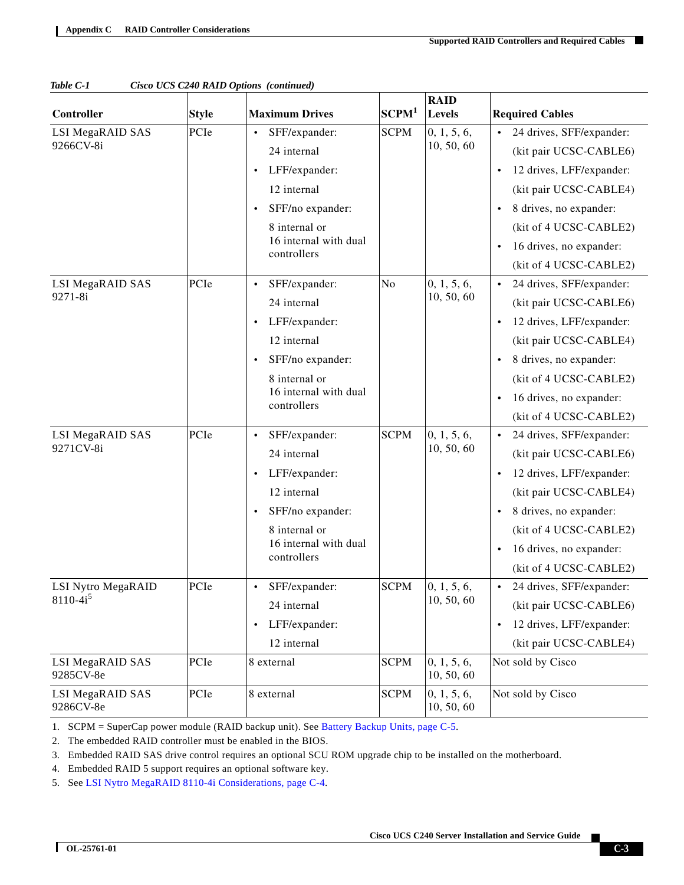*Table C-1 Cisco UCS C240 RAID Options (continued)*

| Controller | Style | Maximum Drives | SCPM[1] | RAID Levels | Required Cables |
|---|---|---|---|---|---|
| LSI MegaRAID SAS 9266CV-8i | PCIe | • SFF/expander: 24 internal<br>• LFF/expander: 12 internal<br>• SFF/no expander: 8 internal or 16 internal with dual controllers | SCPM | 0, 1, 5, 6, 10, 50, 60 | • 24 drives, SFF/expander: (kit pair UCSC-CABLE6)<br>• 12 drives, LFF/expander: (kit pair UCSC-CABLE4)<br>• 8 drives, no expander: (kit of 4 UCSC-CABLE2)<br>• 16 drives, no expander: (kit of 4 UCSC-CABLE2) |
| LSI MegaRAID SAS 9271-8i | PCIe | • SFF/expander: 24 internal<br>• LFF/expander: 12 internal<br>• SFF/no expander: 8 internal or 16 internal with dual controllers | No | 0, 1, 5, 6, 10, 50, 60 | • 24 drives, SFF/expander: (kit pair UCSC-CABLE6)<br>• 12 drives, LFF/expander: (kit pair UCSC-CABLE4)<br>• 8 drives, no expander: (kit of 4 UCSC-CABLE2)<br>• 16 drives, no expander: (kit of 4 UCSC-CABLE2) |
| LSI MegaRAID SAS 9271CV-8i | PCIe | • SFF/expander: 24 internal<br>• LFF/expander: 12 internal<br>• SFF/no expander: 8 internal or 16 internal with dual controllers | SCPM | 0, 1, 5, 6, 10, 50, 60 | • 24 drives, SFF/expander: (kit pair UCSC-CABLE6)<br>• 12 drives, LFF/expander: (kit pair UCSC-CABLE4)<br>• 8 drives, no expander: (kit of 4 UCSC-CABLE2)<br>• 16 drives, no expander: (kit of 4 UCSC-CABLE2) |
| LSI Nytro MegaRAID 8110-4i[5] | PCIe | • SFF/expander: 24 internal<br>• LFF/expander: 12 internal | SCPM | 0, 1, 5, 6, 10, 50, 60 | • 24 drives, SFF/expander: (kit pair UCSC-CABLE6)<br>• 12 drives, LFF/expander: (kit pair UCSC-CABLE4) |
| LSI MegaRAID SAS 9285CV-8e | PCIe | 8 external | SCPM | 0, 1, 5, 6, 10, 50, 60 | Not sold by Cisco |
| LSI MegaRAID SAS 9286CV-8e | PCIe | 8 external | SCPM | 0, 1, 5, 6, 10, 50, 60 | Not sold by Cisco |

1. SCPM = SuperCap power module (RAID backup unit). See Battery Backup Units, page C-5.
2. The embedded RAID controller must be enabled in the BIOS.
3. Embedded RAID SAS drive control requires an optional SCU ROM upgrade chip to be installed on the motherboard.
4. Embedded RAID 5 support requires an optional software key.
5. See LSI Nytro MegaRAID 8110-4i Considerations, page C-4.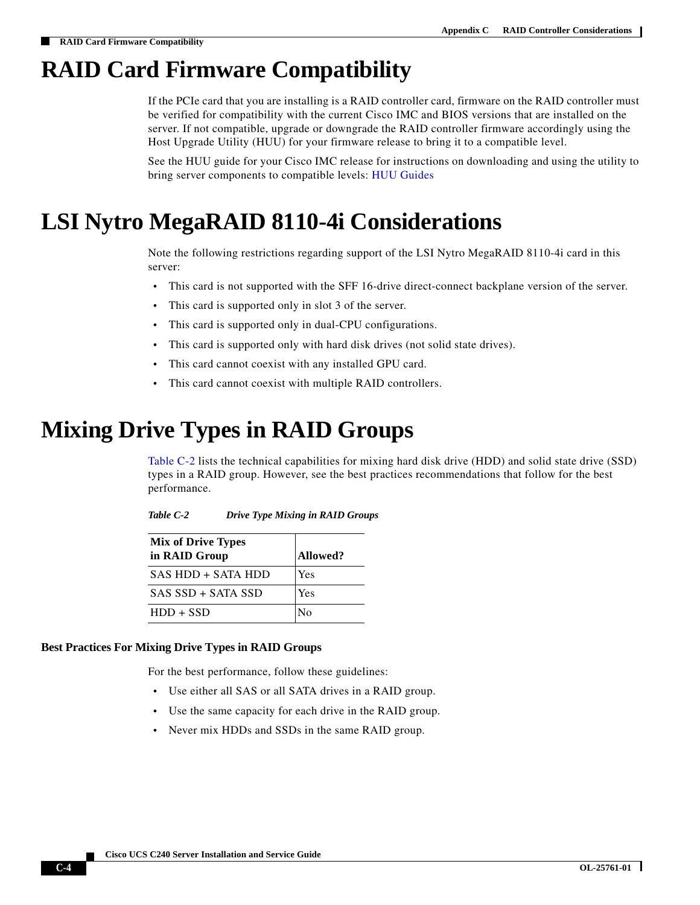# RAID Card Firmware Compatibility

If the PCIe card that you are installing is a RAID controller card, firmware on the RAID controller must be verified for compatibility with the current Cisco IMC and BIOS versions that are installed on the server. If not compatible, upgrade or downgrade the RAID controller firmware accordingly using the Host Upgrade Utility (HUU) for your firmware release to bring it to a compatible level.

See the HUU guide for your Cisco IMC release for instructions on downloading and using the utility to bring server components to compatible levels: HUU Guides

# LSI Nytro MegaRAID 8110-4i Considerations

Note the following restrictions regarding support of the LSI Nytro MegaRAID 8110-4i card in this server:

- This card is not supported with the SFF 16-drive direct-connect backplane version of the server.
- This card is supported only in slot 3 of the server.
- This card is supported only in dual-CPU configurations.
- This card is supported only with hard disk drives (not solid state drives).
- This card cannot coexist with any installed GPU card.
- This card cannot coexist with multiple RAID controllers.

# Mixing Drive Types in RAID Groups

Table C-2 lists the technical capabilities for mixing hard disk drive (HDD) and solid state drive (SSD) types in a RAID group. However, see the best practices recommendations that follow for the best performance.

*Table C-2 Drive Type Mixing in RAID Groups*

| Mix of Drive Types in RAID Group | Allowed? |
|---|---|
| SAS HDD + SATA HDD | Yes |
| SAS SSD + SATA SSD | Yes |
| HDD + SSD | No |

### Best Practices For Mixing Drive Types in RAID Groups

For the best performance, follow these guidelines:

- Use either all SAS or all SATA drives in a RAID group.
- Use the same capacity for each drive in the RAID group.
- Never mix HDDs and SSDs in the same RAID group.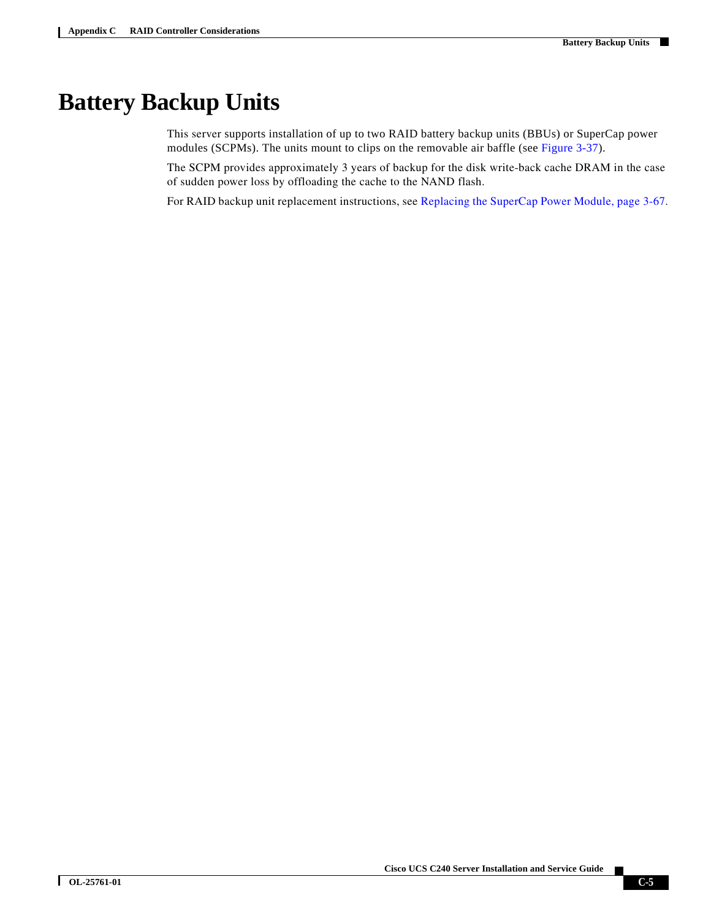# Battery Backup Units

This server supports installation of up to two RAID battery backup units (BBUs) or SuperCap power modules (SCPMs). The units mount to clips on the removable air baffle (see Figure 3-37).

The SCPM provides approximately 3 years of backup for the disk write-back cache DRAM in the case of sudden power loss by offloading the cache to the NAND flash.

For RAID backup unit replacement instructions, see Replacing the SuperCap Power Module, page 3-67.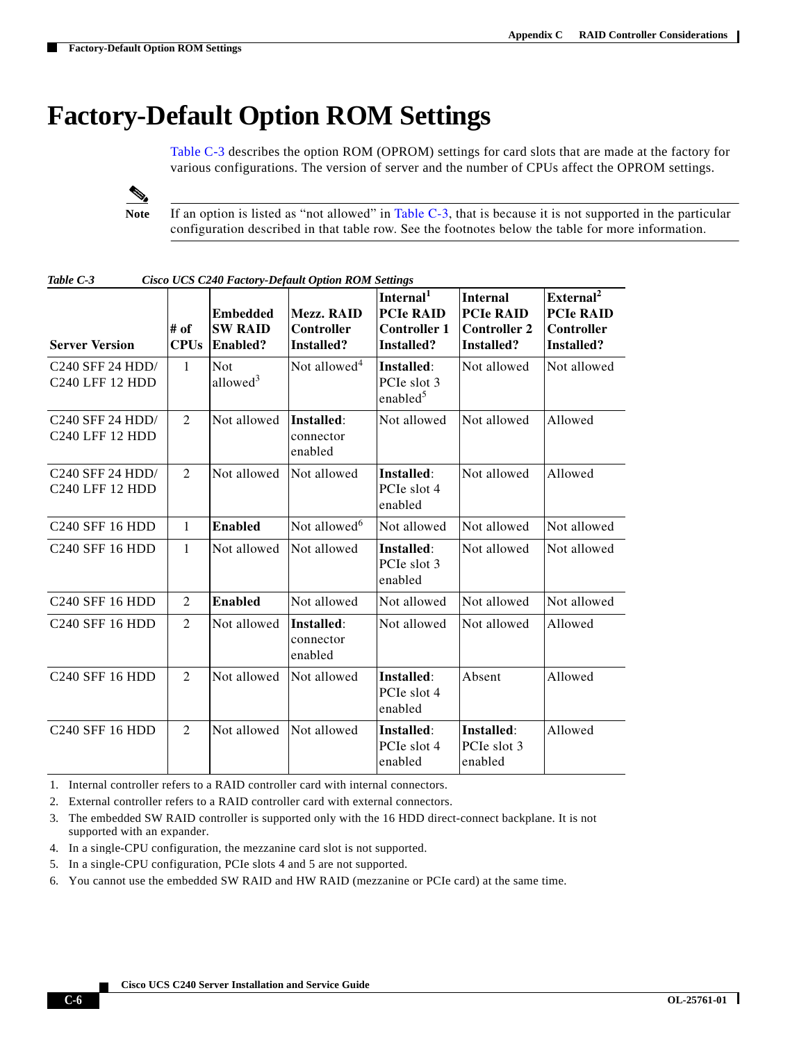# Factory-Default Option ROM Settings

Table C-3 describes the option ROM (OPROM) settings for card slots that are made at the factory for various configurations. The version of server and the number of CPUs affect the OPROM settings.

> **Note** If an option is listed as "not allowed" in Table C-3, that is because it is not supported in the particular configuration described in that table row. See the footnotes below the table for more information.

*Table C-3 Cisco UCS C240 Factory-Default Option ROM Settings*

| Server Version | # of CPUs | Embedded SW RAID Enabled? | Mezz. RAID Controller Installed? | Internal[1] PCIe RAID Controller 1 Installed? | Internal PCIe RAID Controller 2 Installed? | External[2] PCIe RAID Controller Installed? |
|---|---|---|---|---|---|---|
| C240 SFF 24 HDD/ C240 LFF 12 HDD | 1 | Not allowed[3] | Not allowed[4] | **Installed**: PCIe slot 3 enabled[5] | Not allowed | Not allowed |
| C240 SFF 24 HDD/ C240 LFF 12 HDD | 2 | Not allowed | **Installed**: connector enabled | Not allowed | Not allowed | Allowed |
| C240 SFF 24 HDD/ C240 LFF 12 HDD | 2 | Not allowed | Not allowed | **Installed**: PCIe slot 4 enabled | Not allowed | Allowed |
| C240 SFF 16 HDD | 1 | **Enabled** | Not allowed[6] | Not allowed | Not allowed | Not allowed |
| C240 SFF 16 HDD | 1 | Not allowed | Not allowed | **Installed**: PCIe slot 3 enabled | Not allowed | Not allowed |
| C240 SFF 16 HDD | 2 | **Enabled** | Not allowed | Not allowed | Not allowed | Not allowed |
| C240 SFF 16 HDD | 2 | Not allowed | **Installed**: connector enabled | Not allowed | Not allowed | Allowed |
| C240 SFF 16 HDD | 2 | Not allowed | Not allowed | **Installed**: PCIe slot 4 enabled | Absent | Allowed |
| C240 SFF 16 HDD | 2 | Not allowed | Not allowed | **Installed**: PCIe slot 4 enabled | **Installed**: PCIe slot 3 enabled | Allowed |

1. Internal controller refers to a RAID controller card with internal connectors.
2. External controller refers to a RAID controller card with external connectors.
3. The embedded SW RAID controller is supported only with the 16 HDD direct-connect backplane. It is not supported with an expander.
4. In a single-CPU configuration, the mezzanine card slot is not supported.
5. In a single-CPU configuration, PCIe slots 4 and 5 are not supported.
6. You cannot use the embedded SW RAID and HW RAID (mezzanine or PCIe card) at the same time.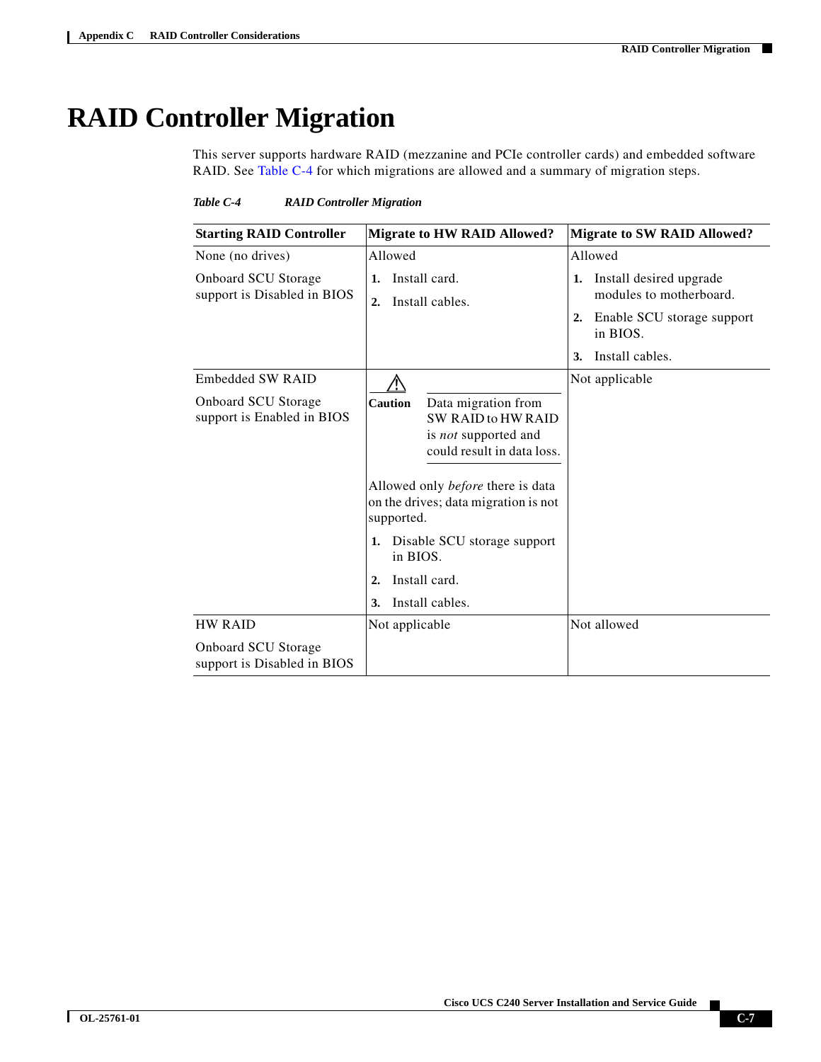# RAID Controller Migration

This server supports hardware RAID (mezzanine and PCIe controller cards) and embedded software RAID. See Table C-4 for which migrations are allowed and a summary of migration steps.

*Table C-4 RAID Controller Migration*

| Starting RAID Controller | Migrate to HW RAID Allowed? | Migrate to SW RAID Allowed? |
|---|---|---|
| None (no drives)<br><br>Onboard SCU Storage support is Disabled in BIOS | Allowed<br><br>1. Install card.<br>2. Install cables. | Allowed<br><br>1. Install desired upgrade modules to motherboard.<br>2. Enable SCU storage support in BIOS.<br>3. Install cables. |
| Embedded SW RAID<br><br>Onboard SCU Storage support is Enabled in BIOS | **Caution** Data migration from SW RAID to HW RAID is *not* supported and could result in data loss.<br><br>Allowed only *before* there is data on the drives; data migration is not supported.<br><br>1. Disable SCU storage support in BIOS.<br>2. Install card.<br>3. Install cables. | Not applicable |
| HW RAID<br><br>Onboard SCU Storage support is Disabled in BIOS | Not applicable | Not allowed |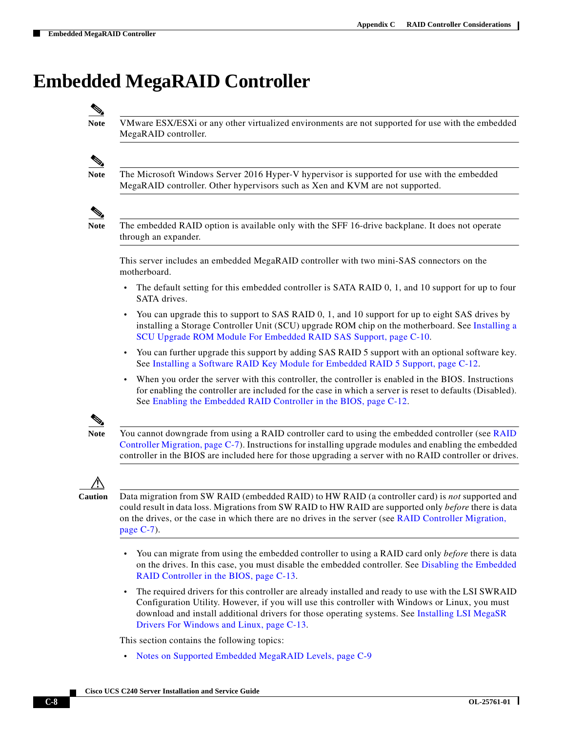# Embedded MegaRAID Controller

> **Note** VMware ESX/ESXi or any other virtualized environments are not supported for use with the embedded MegaRAID controller.

> **Note** The Microsoft Windows Server 2016 Hyper-V hypervisor is supported for use with the embedded MegaRAID controller. Other hypervisors such as Xen and KVM are not supported.

> **Note** The embedded RAID option is available only with the SFF 16-drive backplane. It does not operate through an expander.

This server includes an embedded MegaRAID controller with two mini-SAS connectors on the motherboard.

- The default setting for this embedded controller is SATA RAID 0, 1, and 10 support for up to four SATA drives.
- You can upgrade this to support to SAS RAID 0, 1, and 10 support for up to eight SAS drives by installing a Storage Controller Unit (SCU) upgrade ROM chip on the motherboard. See Installing a SCU Upgrade ROM Module For Embedded RAID SAS Support, page C-10.
- You can further upgrade this support by adding SAS RAID 5 support with an optional software key. See Installing a Software RAID Key Module for Embedded RAID 5 Support, page C-12.
- When you order the server with this controller, the controller is enabled in the BIOS. Instructions for enabling the controller are included for the case in which a server is reset to defaults (Disabled). See Enabling the Embedded RAID Controller in the BIOS, page C-12.

> **Note** You cannot downgrade from using a RAID controller card to using the embedded controller (see RAID Controller Migration, page C-7). Instructions for installing upgrade modules and enabling the embedded controller in the BIOS are included here for those upgrading a server with no RAID controller or drives.

> **Caution** Data migration from SW RAID (embedded RAID) to HW RAID (a controller card) is *not* supported and could result in data loss. Migrations from SW RAID to HW RAID are supported only *before* there is data on the drives, or the case in which there are no drives in the server (see RAID Controller Migration, page C-7).

- You can migrate from using the embedded controller to using a RAID card only *before* there is data on the drives. In this case, you must disable the embedded controller. See Disabling the Embedded RAID Controller in the BIOS, page C-13.
- The required drivers for this controller are already installed and ready to use with the LSI SWRAID Configuration Utility. However, if you will use this controller with Windows or Linux, you must download and install additional drivers for those operating systems. See Installing LSI MegaSR Drivers For Windows and Linux, page C-13.

This section contains the following topics:

- Notes on Supported Embedded MegaRAID Levels, page C-9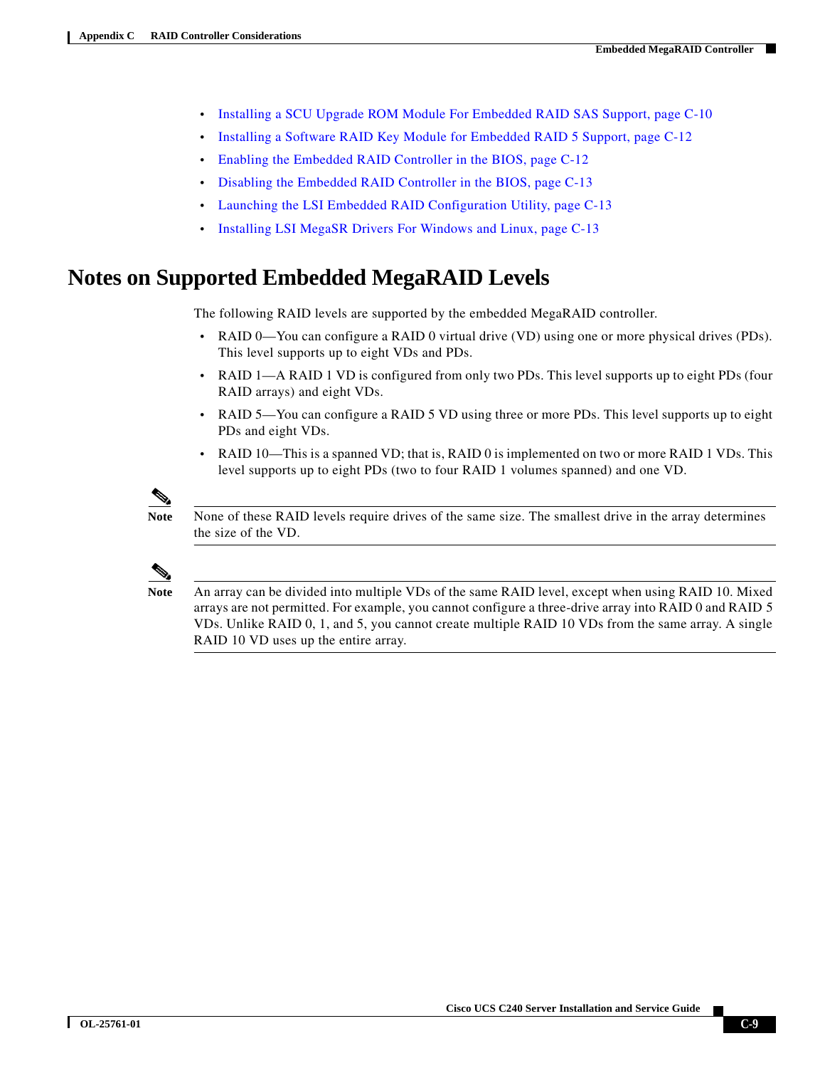- Installing a SCU Upgrade ROM Module For Embedded RAID SAS Support, page C-10
- Installing a Software RAID Key Module for Embedded RAID 5 Support, page C-12
- Enabling the Embedded RAID Controller in the BIOS, page C-12
- Disabling the Embedded RAID Controller in the BIOS, page C-13
- Launching the LSI Embedded RAID Configuration Utility, page C-13
- Installing LSI MegaSR Drivers For Windows and Linux, page C-13

# Notes on Supported Embedded MegaRAID Levels

The following RAID levels are supported by the embedded MegaRAID controller.

- RAID 0—You can configure a RAID 0 virtual drive (VD) using one or more physical drives (PDs). This level supports up to eight VDs and PDs.
- RAID 1—A RAID 1 VD is configured from only two PDs. This level supports up to eight PDs (four RAID arrays) and eight VDs.
- RAID 5—You can configure a RAID 5 VD using three or more PDs. This level supports up to eight PDs and eight VDs.
- RAID 10—This is a spanned VD; that is, RAID 0 is implemented on two or more RAID 1 VDs. This level supports up to eight PDs (two to four RAID 1 volumes spanned) and one VD.

**Note** None of these RAID levels require drives of the same size. The smallest drive in the array determines the size of the VD.

**Note** An array can be divided into multiple VDs of the same RAID level, except when using RAID 10. Mixed arrays are not permitted. For example, you cannot configure a three-drive array into RAID 0 and RAID 5 VDs. Unlike RAID 0, 1, and 5, you cannot create multiple RAID 10 VDs from the same array. A single RAID 10 VD uses up the entire array.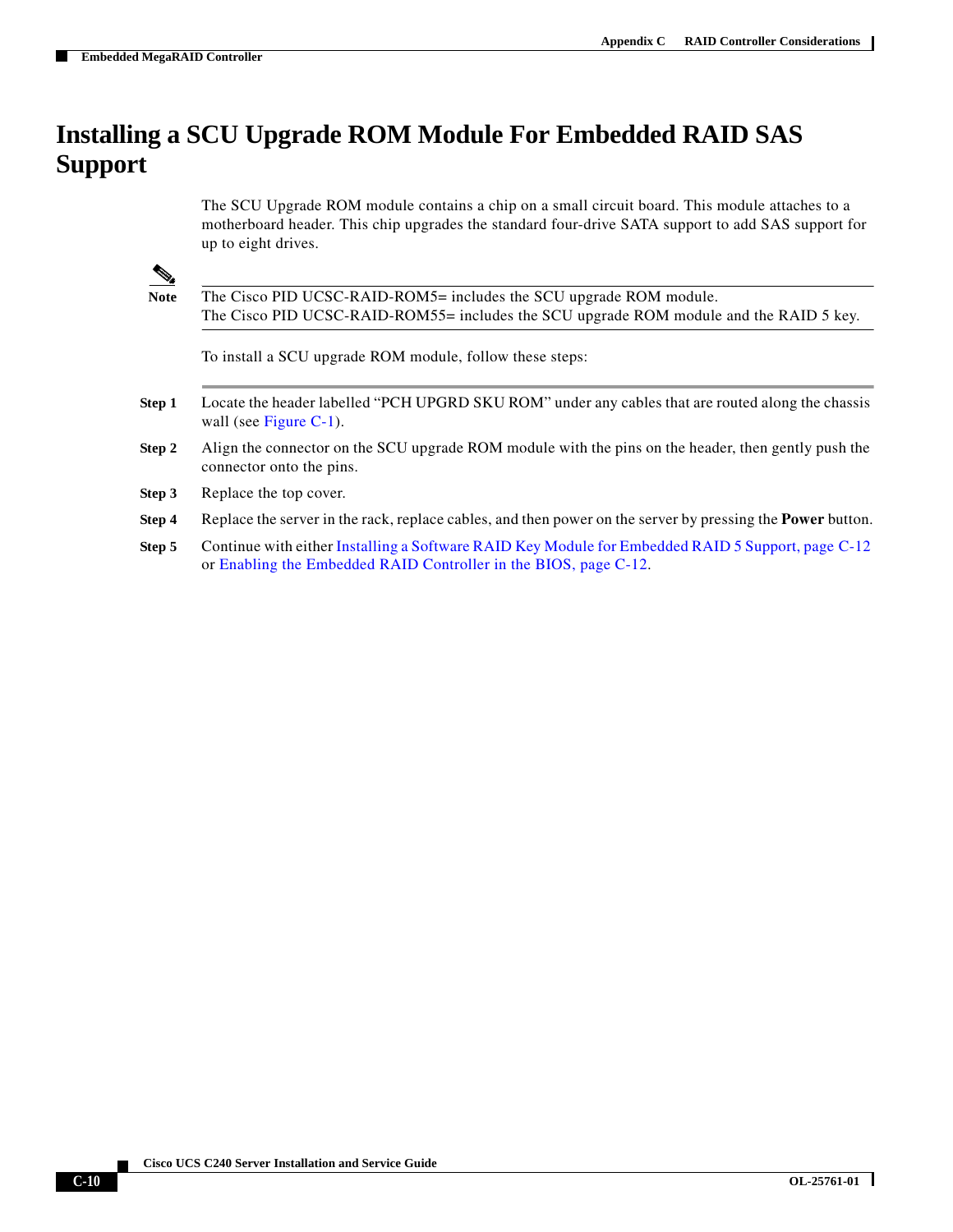# Installing a SCU Upgrade ROM Module For Embedded RAID SAS Support

The SCU Upgrade ROM module contains a chip on a small circuit board. This module attaches to a motherboard header. This chip upgrades the standard four-drive SATA support to add SAS support for up to eight drives.

> **Note** The Cisco PID UCSC-RAID-ROM5= includes the SCU upgrade ROM module.
> The Cisco PID UCSC-RAID-ROM55= includes the SCU upgrade ROM module and the RAID 5 key.

To install a SCU upgrade ROM module, follow these steps:

**Step 1** Locate the header labelled “PCH UPGRD SKU ROM” under any cables that are routed along the chassis wall (see Figure C-1).

**Step 2** Align the connector on the SCU upgrade ROM module with the pins on the header, then gently push the connector onto the pins.

**Step 3** Replace the top cover.

**Step 4** Replace the server in the rack, replace cables, and then power on the server by pressing the **Power** button.

**Step 5** Continue with either Installing a Software RAID Key Module for Embedded RAID 5 Support, page C-12 or Enabling the Embedded RAID Controller in the BIOS, page C-12.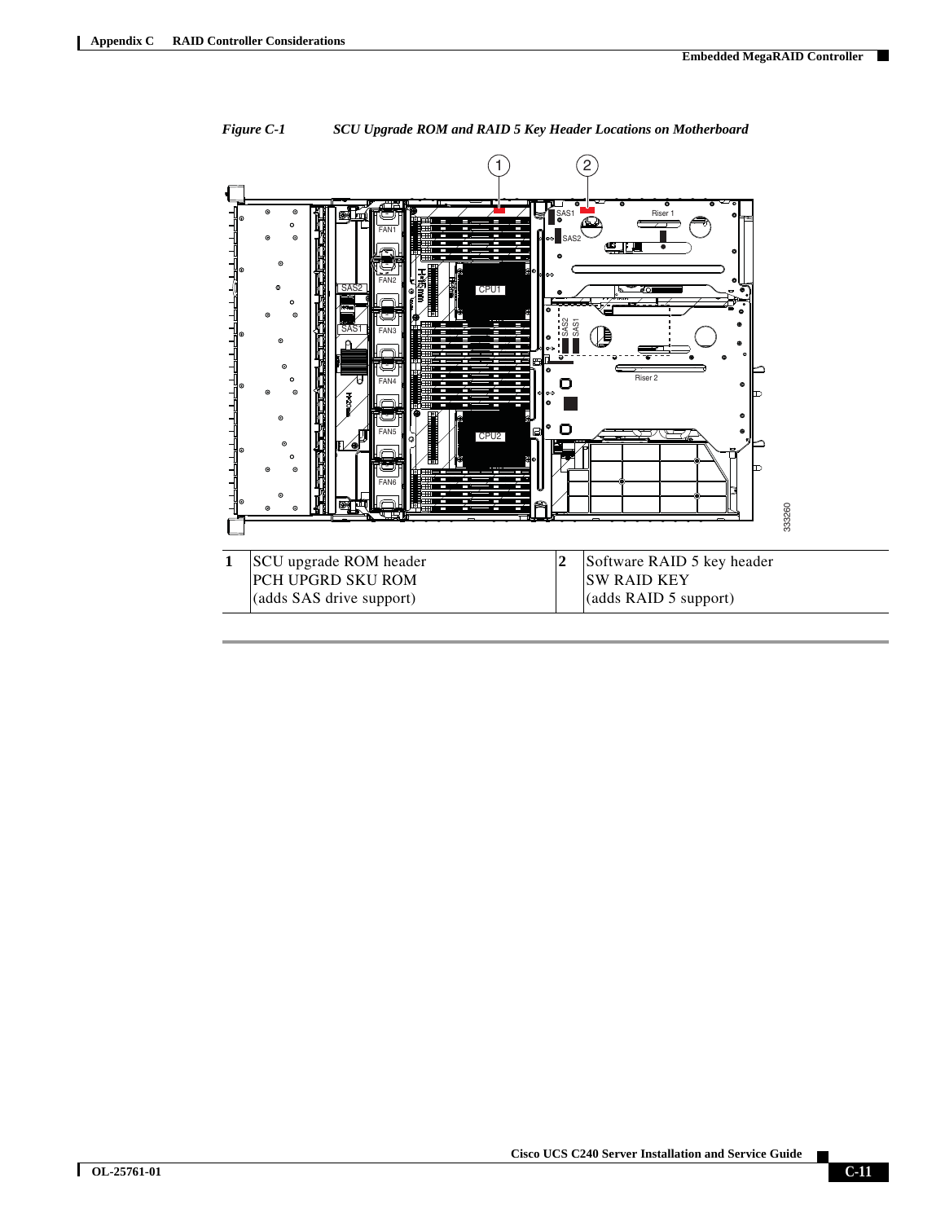*Figure C-1 SCU Upgrade ROM and RAID 5 Key Header Locations on Motherboard*

| | | | |
|---|---|---|---|
| 1 | SCU upgrade ROM header PCH UPGRD SKU ROM (adds SAS drive support) | 2 | Software RAID 5 key header SW RAID KEY (adds RAID 5 support) |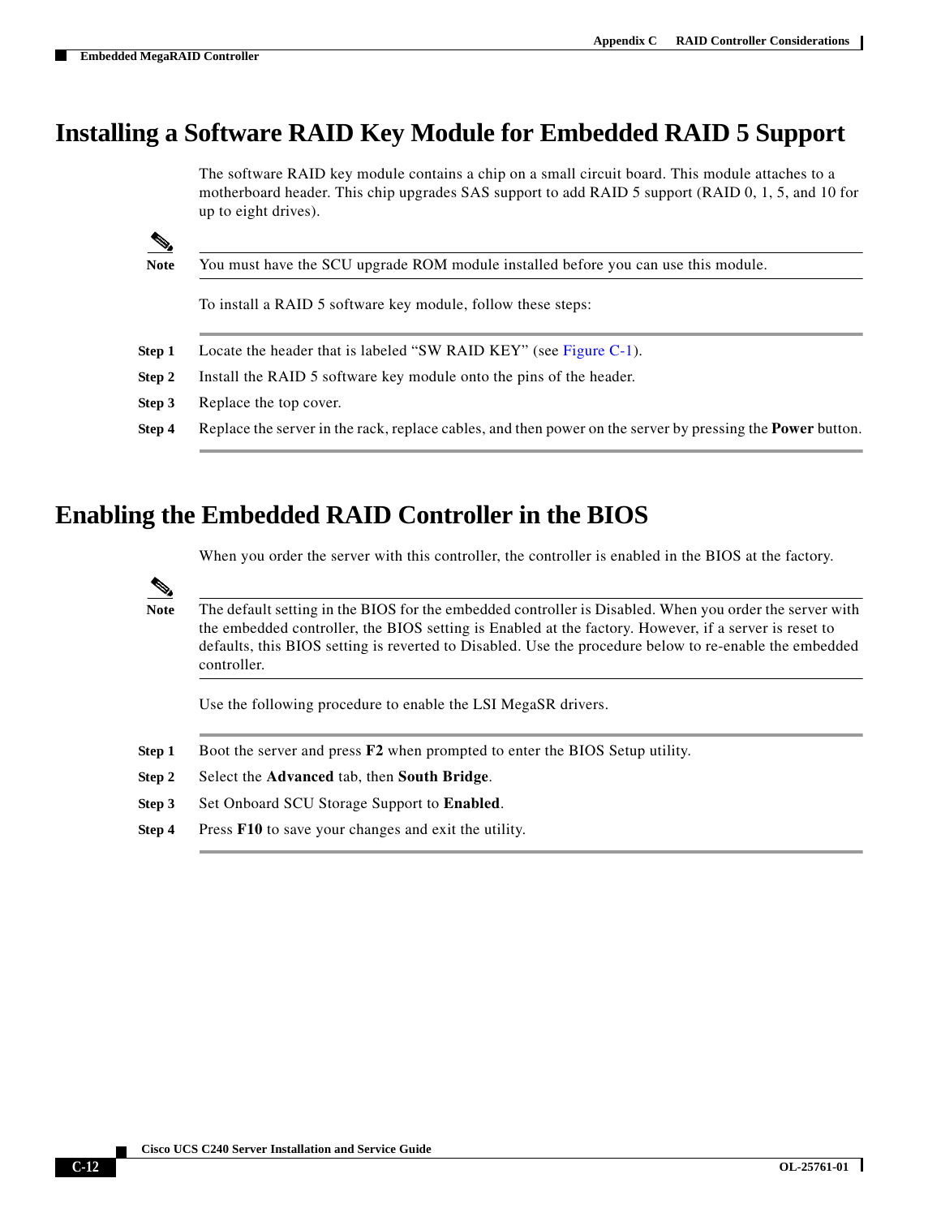# Installing a Software RAID Key Module for Embedded RAID 5 Support

The software RAID key module contains a chip on a small circuit board. This module attaches to a motherboard header. This chip upgrades SAS support to add RAID 5 support (RAID 0, 1, 5, and 10 for up to eight drives).

> **Note** You must have the SCU upgrade ROM module installed before you can use this module.

To install a RAID 5 software key module, follow these steps:

**Step 1** Locate the header that is labeled "SW RAID KEY" (see Figure C-1).

**Step 2** Install the RAID 5 software key module onto the pins of the header.

**Step 3** Replace the top cover.

**Step 4** Replace the server in the rack, replace cables, and then power on the server by pressing the **Power** button.

# Enabling the Embedded RAID Controller in the BIOS

When you order the server with this controller, the controller is enabled in the BIOS at the factory.

> **Note** The default setting in the BIOS for the embedded controller is Disabled. When you order the server with the embedded controller, the BIOS setting is Enabled at the factory. However, if a server is reset to defaults, this BIOS setting is reverted to Disabled. Use the procedure below to re-enable the embedded controller.

Use the following procedure to enable the LSI MegaSR drivers.

**Step 1** Boot the server and press **F2** when prompted to enter the BIOS Setup utility.

**Step 2** Select the **Advanced** tab, then **South Bridge**.

**Step 3** Set Onboard SCU Storage Support to **Enabled**.

**Step 4** Press **F10** to save your changes and exit the utility.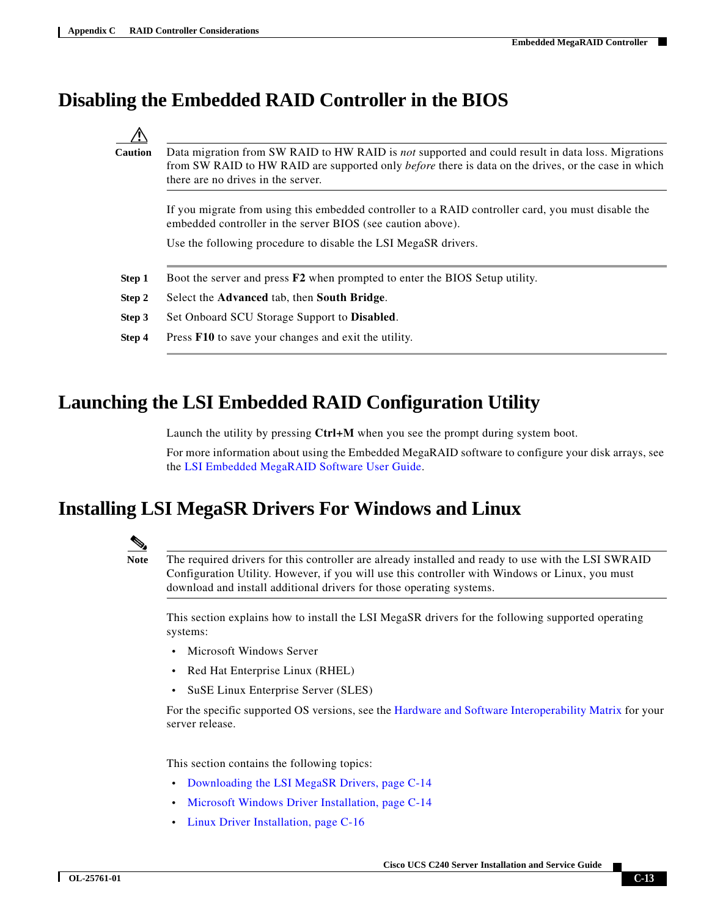## Disabling the Embedded RAID Controller in the BIOS

> **Caution** Data migration from SW RAID to HW RAID is *not* supported and could result in data loss. Migrations from SW RAID to HW RAID are supported only *before* there is data on the drives, or the case in which there are no drives in the server.

If you migrate from using this embedded controller to a RAID controller card, you must disable the embedded controller in the server BIOS (see caution above).

Use the following procedure to disable the LSI MegaSR drivers.

**Step 1** Boot the server and press **F2** when prompted to enter the BIOS Setup utility.

**Step 2** Select the **Advanced** tab, then **South Bridge**.

**Step 3** Set Onboard SCU Storage Support to **Disabled**.

**Step 4** Press **F10** to save your changes and exit the utility.

## Launching the LSI Embedded RAID Configuration Utility

Launch the utility by pressing **Ctrl+M** when you see the prompt during system boot.

For more information about using the Embedded MegaRAID software to configure your disk arrays, see the LSI Embedded MegaRAID Software User Guide.

## Installing LSI MegaSR Drivers For Windows and Linux

> **Note** The required drivers for this controller are already installed and ready to use with the LSI SWRAID Configuration Utility. However, if you will use this controller with Windows or Linux, you must download and install additional drivers for those operating systems.

This section explains how to install the LSI MegaSR drivers for the following supported operating systems:

- Microsoft Windows Server
- Red Hat Enterprise Linux (RHEL)
- SuSE Linux Enterprise Server (SLES)

For the specific supported OS versions, see the Hardware and Software Interoperability Matrix for your server release.

This section contains the following topics:

- Downloading the LSI MegaSR Drivers, page C-14
- Microsoft Windows Driver Installation, page C-14
- Linux Driver Installation, page C-16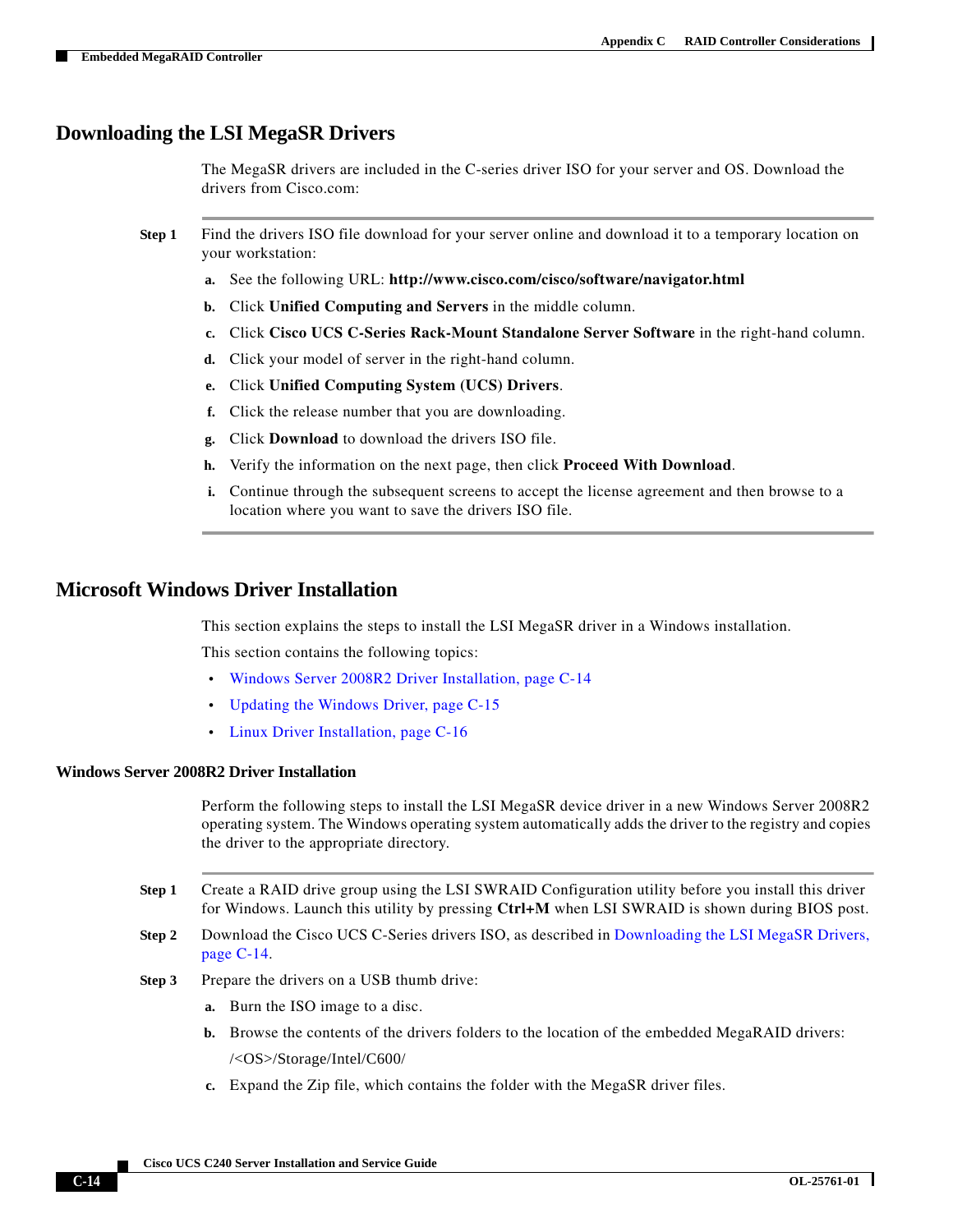## Downloading the LSI MegaSR Drivers

The MegaSR drivers are included in the C-series driver ISO for your server and OS. Download the drivers from Cisco.com:

**Step 1** Find the drivers ISO file download for your server online and download it to a temporary location on your workstation:

a. See the following URL: **http://www.cisco.com/cisco/software/navigator.html**

b. Click **Unified Computing and Servers** in the middle column.

c. Click **Cisco UCS C-Series Rack-Mount Standalone Server Software** in the right-hand column.

d. Click your model of server in the right-hand column.

e. Click **Unified Computing System (UCS) Drivers**.

f. Click the release number that you are downloading.

g. Click **Download** to download the drivers ISO file.

h. Verify the information on the next page, then click **Proceed With Download**.

i. Continue through the subsequent screens to accept the license agreement and then browse to a location where you want to save the drivers ISO file.

## Microsoft Windows Driver Installation

This section explains the steps to install the LSI MegaSR driver in a Windows installation.

This section contains the following topics:

- Windows Server 2008R2 Driver Installation, page C-14
- Updating the Windows Driver, page C-15
- Linux Driver Installation, page C-16

### Windows Server 2008R2 Driver Installation

Perform the following steps to install the LSI MegaSR device driver in a new Windows Server 2008R2 operating system. The Windows operating system automatically adds the driver to the registry and copies the driver to the appropriate directory.

**Step 1** Create a RAID drive group using the LSI SWRAID Configuration utility before you install this driver for Windows. Launch this utility by pressing **Ctrl+M** when LSI SWRAID is shown during BIOS post.

**Step 2** Download the Cisco UCS C-Series drivers ISO, as described in Downloading the LSI MegaSR Drivers, page C-14.

**Step 3** Prepare the drivers on a USB thumb drive:

a. Burn the ISO image to a disc.

b. Browse the contents of the drivers folders to the location of the embedded MegaRAID drivers:

/<OS>/Storage/Intel/C600/

c. Expand the Zip file, which contains the folder with the MegaSR driver files.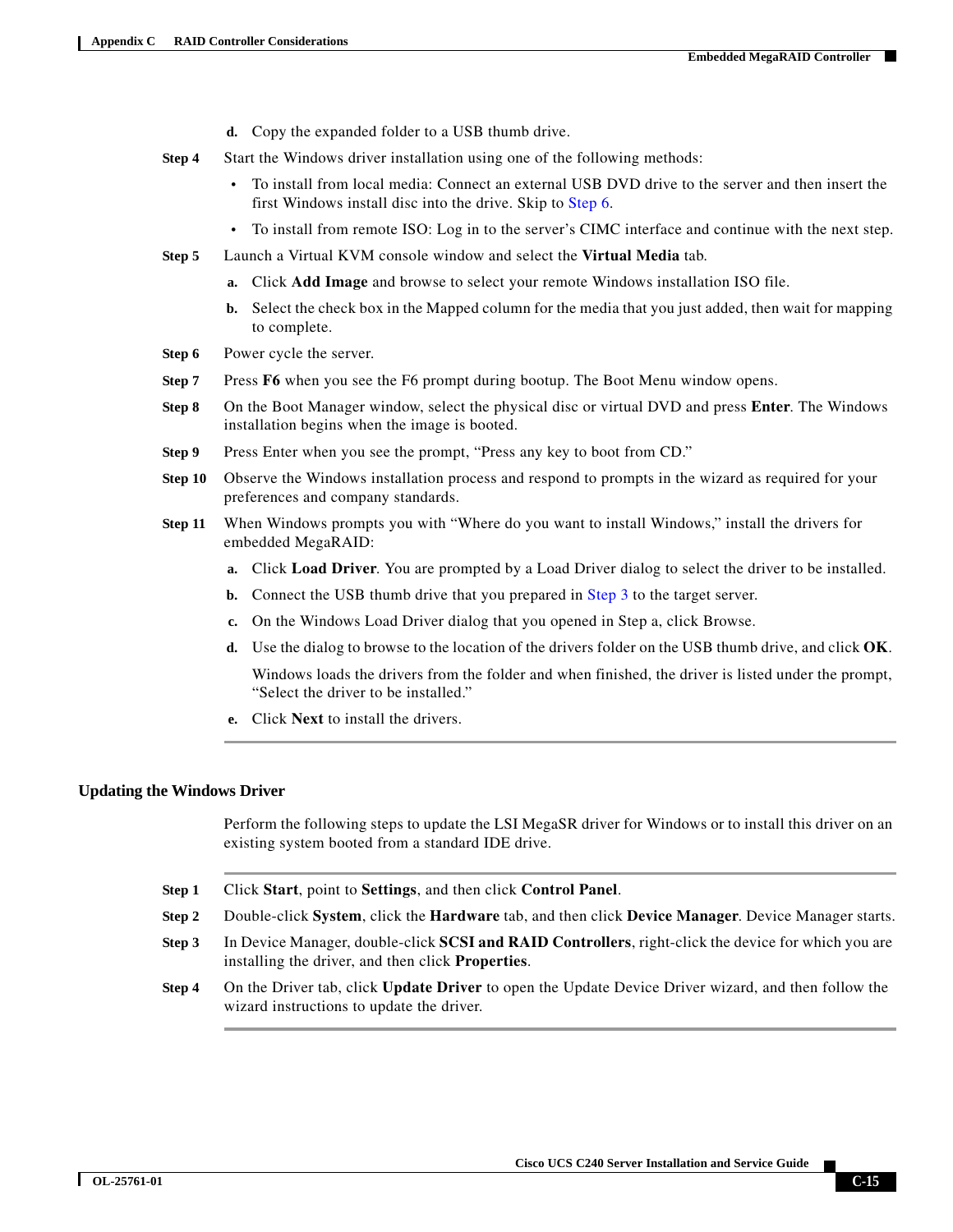d. Copy the expanded folder to a USB thumb drive.

**Step 4** Start the Windows driver installation using one of the following methods:

- To install from local media: Connect an external USB DVD drive to the server and then insert the first Windows install disc into the drive. Skip to Step 6.
- To install from remote ISO: Log in to the server's CIMC interface and continue with the next step.

**Step 5** Launch a Virtual KVM console window and select the **Virtual Media** tab.

a. Click **Add Image** and browse to select your remote Windows installation ISO file.

b. Select the check box in the Mapped column for the media that you just added, then wait for mapping to complete.

**Step 6** Power cycle the server.

**Step 7** Press **F6** when you see the F6 prompt during bootup. The Boot Menu window opens.

**Step 8** On the Boot Manager window, select the physical disc or virtual DVD and press **Enter**. The Windows installation begins when the image is booted.

**Step 9** Press Enter when you see the prompt, "Press any key to boot from CD."

**Step 10** Observe the Windows installation process and respond to prompts in the wizard as required for your preferences and company standards.

**Step 11** When Windows prompts you with "Where do you want to install Windows," install the drivers for embedded MegaRAID:

a. Click **Load Driver**. You are prompted by a Load Driver dialog to select the driver to be installed.

b. Connect the USB thumb drive that you prepared in Step 3 to the target server.

c. On the Windows Load Driver dialog that you opened in Step a, click Browse.

d. Use the dialog to browse to the location of the drivers folder on the USB thumb drive, and click **OK**.

Windows loads the drivers from the folder and when finished, the driver is listed under the prompt, "Select the driver to be installed."

e. Click **Next** to install the drivers.

### Updating the Windows Driver

Perform the following steps to update the LSI MegaSR driver for Windows or to install this driver on an existing system booted from a standard IDE drive.

**Step 1** Click **Start**, point to **Settings**, and then click **Control Panel**.

**Step 2** Double-click **System**, click the **Hardware** tab, and then click **Device Manager**. Device Manager starts.

**Step 3** In Device Manager, double-click **SCSI and RAID Controllers**, right-click the device for which you are installing the driver, and then click **Properties**.

**Step 4** On the Driver tab, click **Update Driver** to open the Update Device Driver wizard, and then follow the wizard instructions to update the driver.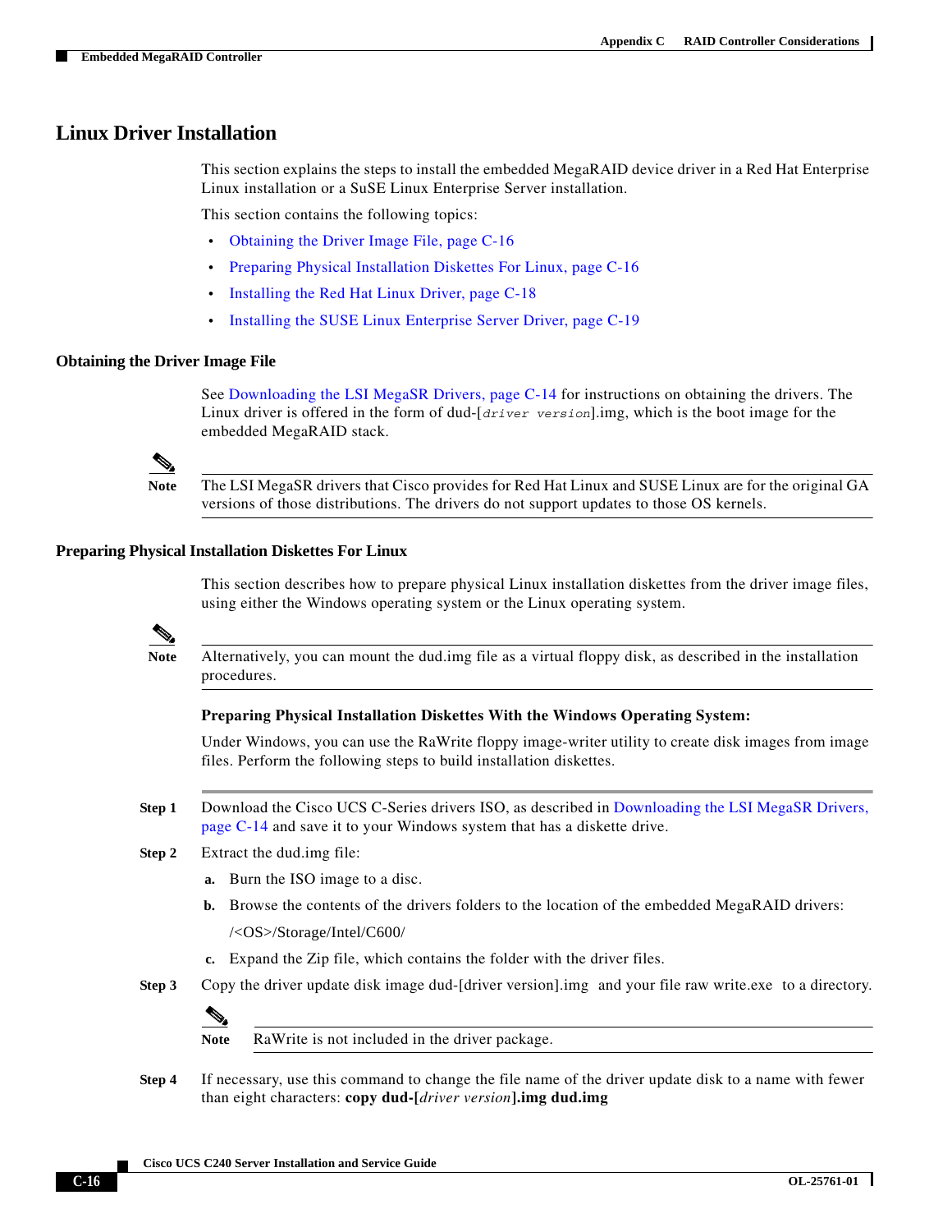## Linux Driver Installation

This section explains the steps to install the embedded MegaRAID device driver in a Red Hat Enterprise Linux installation or a SuSE Linux Enterprise Server installation.

This section contains the following topics:

- Obtaining the Driver Image File, page C-16
- Preparing Physical Installation Diskettes For Linux, page C-16
- Installing the Red Hat Linux Driver, page C-18
- Installing the SUSE Linux Enterprise Server Driver, page C-19

### Obtaining the Driver Image File

See Downloading the LSI MegaSR Drivers, page C-14 for instructions on obtaining the drivers. The Linux driver is offered in the form of dud-[*driver version*].img, which is the boot image for the embedded MegaRAID stack.

**Note** The LSI MegaSR drivers that Cisco provides for Red Hat Linux and SUSE Linux are for the original GA versions of those distributions. The drivers do not support updates to those OS kernels.

### Preparing Physical Installation Diskettes For Linux

This section describes how to prepare physical Linux installation diskettes from the driver image files, using either the Windows operating system or the Linux operating system.

**Note** Alternatively, you can mount the dud.img file as a virtual floppy disk, as described in the installation procedures.

#### Preparing Physical Installation Diskettes With the Windows Operating System:

Under Windows, you can use the RaWrite floppy image-writer utility to create disk images from image files. Perform the following steps to build installation diskettes.

**Step 1** Download the Cisco UCS C-Series drivers ISO, as described in Downloading the LSI MegaSR Drivers, page C-14 and save it to your Windows system that has a diskette drive.

**Step 2** Extract the dud.img file:

a. Burn the ISO image to a disc.

b. Browse the contents of the drivers folders to the location of the embedded MegaRAID drivers:

/<OS>/Storage/Intel/C600/

c. Expand the Zip file, which contains the folder with the driver files.

**Step 3** Copy the driver update disk image dud-[driver version].img and your file raw write.exe to a directory.

**Note** RaWrite is not included in the driver package.

**Step 4** If necessary, use this command to change the file name of the driver update disk to a name with fewer than eight characters: **copy dud-[*driver version*].img dud.img**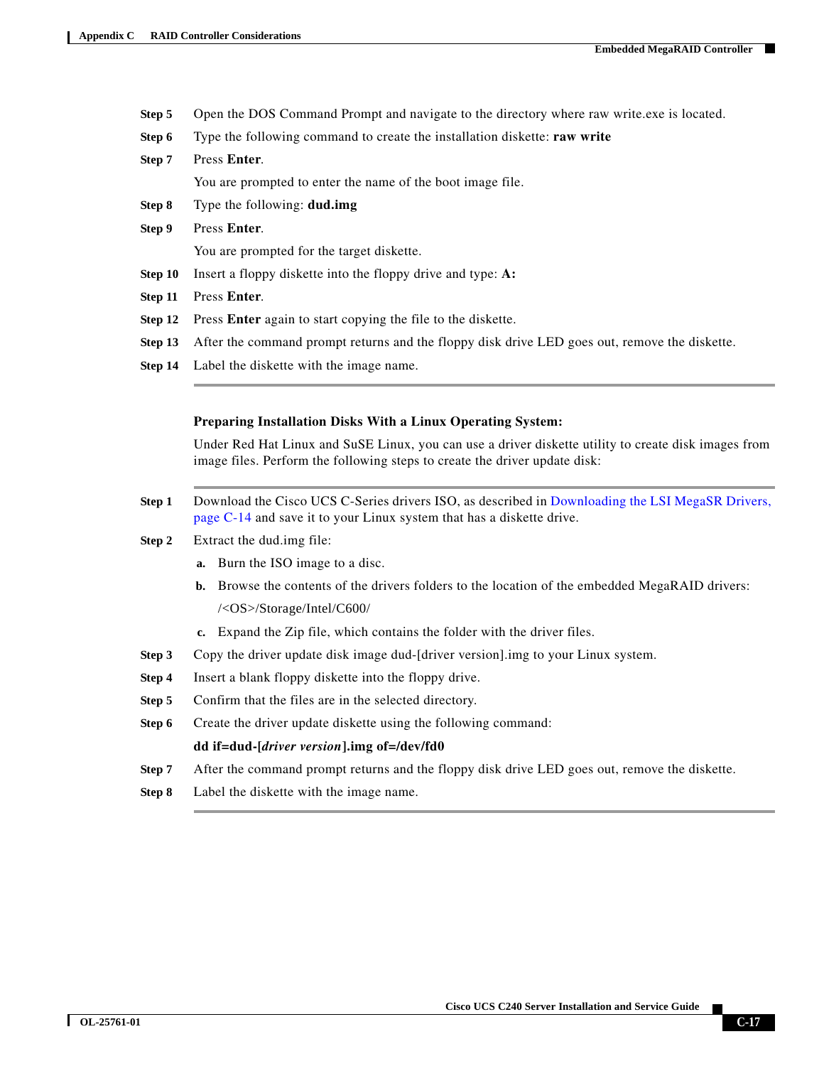**Step 5** Open the DOS Command Prompt and navigate to the directory where raw write.exe is located.

**Step 6** Type the following command to create the installation diskette: **raw write**

**Step 7** Press **Enter**.

You are prompted to enter the name of the boot image file.

**Step 8** Type the following: **dud.img**

**Step 9** Press **Enter**.

You are prompted for the target diskette.

**Step 10** Insert a floppy diskette into the floppy drive and type: **A:**

**Step 11** Press **Enter**.

**Step 12** Press **Enter** again to start copying the file to the diskette.

**Step 13** After the command prompt returns and the floppy disk drive LED goes out, remove the diskette.

**Step 14** Label the diskette with the image name.

---

### Preparing Installation Disks With a Linux Operating System:

Under Red Hat Linux and SuSE Linux, you can use a driver diskette utility to create disk images from image files. Perform the following steps to create the driver update disk:

---

**Step 1** Download the Cisco UCS C-Series drivers ISO, as described in Downloading the LSI MegaSR Drivers, page C-14 and save it to your Linux system that has a diskette drive.

**Step 2** Extract the dud.img file:

a. Burn the ISO image to a disc.

b. Browse the contents of the drivers folders to the location of the embedded MegaRAID drivers:

/<OS>/Storage/Intel/C600/

c. Expand the Zip file, which contains the folder with the driver files.

**Step 3** Copy the driver update disk image dud-[driver version].img to your Linux system.

**Step 4** Insert a blank floppy diskette into the floppy drive.

**Step 5** Confirm that the files are in the selected directory.

**Step 6** Create the driver update diskette using the following command:

**dd if=dud-[*driver version*].img of=/dev/fd0**

**Step 7** After the command prompt returns and the floppy disk drive LED goes out, remove the diskette.

**Step 8** Label the diskette with the image name.

---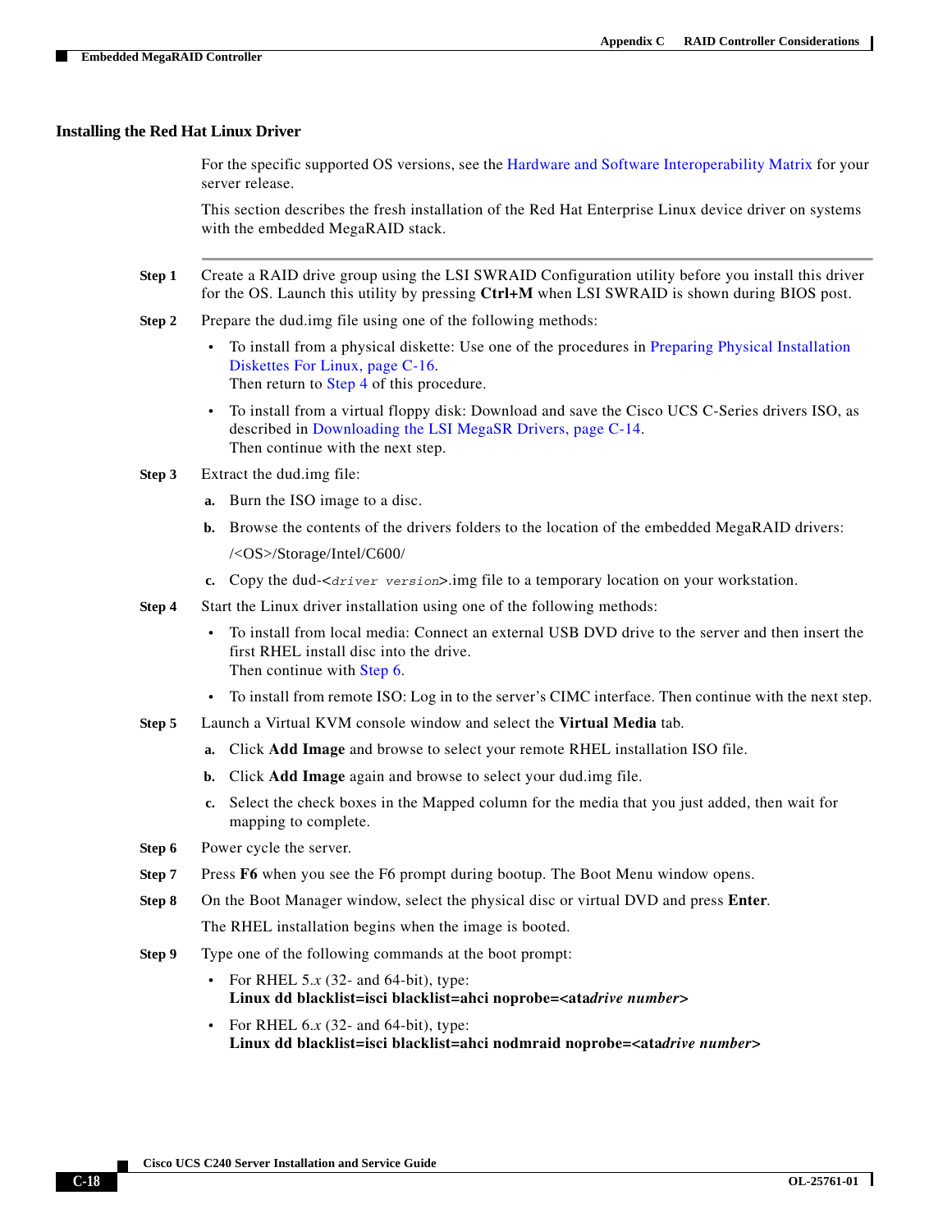### Installing the Red Hat Linux Driver

For the specific supported OS versions, see the Hardware and Software Interoperability Matrix for your server release.

This section describes the fresh installation of the Red Hat Enterprise Linux device driver on systems with the embedded MegaRAID stack.

---

**Step 1** Create a RAID drive group using the LSI SWRAID Configuration utility before you install this driver for the OS. Launch this utility by pressing **Ctrl+M** when LSI SWRAID is shown during BIOS post.

**Step 2** Prepare the dud.img file using one of the following methods:

- To install from a physical diskette: Use one of the procedures in Preparing Physical Installation Diskettes For Linux, page C-16.
  Then return to Step 4 of this procedure.
- To install from a virtual floppy disk: Download and save the Cisco UCS C-Series drivers ISO, as described in Downloading the LSI MegaSR Drivers, page C-14.
  Then continue with the next step.

**Step 3** Extract the dud.img file:

a. Burn the ISO image to a disc.

b. Browse the contents of the drivers folders to the location of the embedded MegaRAID drivers:

/<OS>/Storage/Intel/C600/

c. Copy the dud-<*driver version*>.img file to a temporary location on your workstation.

**Step 4** Start the Linux driver installation using one of the following methods:

- To install from local media: Connect an external USB DVD drive to the server and then insert the first RHEL install disc into the drive.
  Then continue with Step 6.
- To install from remote ISO: Log in to the server's CIMC interface. Then continue with the next step.

**Step 5** Launch a Virtual KVM console window and select the **Virtual Media** tab.

a. Click **Add Image** and browse to select your remote RHEL installation ISO file.

b. Click **Add Image** again and browse to select your dud.img file.

c. Select the check boxes in the Mapped column for the media that you just added, then wait for mapping to complete.

**Step 6** Power cycle the server.

**Step 7** Press **F6** when you see the F6 prompt during bootup. The Boot Menu window opens.

**Step 8** On the Boot Manager window, select the physical disc or virtual DVD and press **Enter**.

The RHEL installation begins when the image is booted.

**Step 9** Type one of the following commands at the boot prompt:

- For RHEL 5.*x* (32- and 64-bit), type:
  **Linux dd blacklist=isci blacklist=ahci noprobe=<ata*drive number*>**
- For RHEL 6.*x* (32- and 64-bit), type:
  **Linux dd blacklist=isci blacklist=ahci nodmraid noprobe=<ata*drive number*>**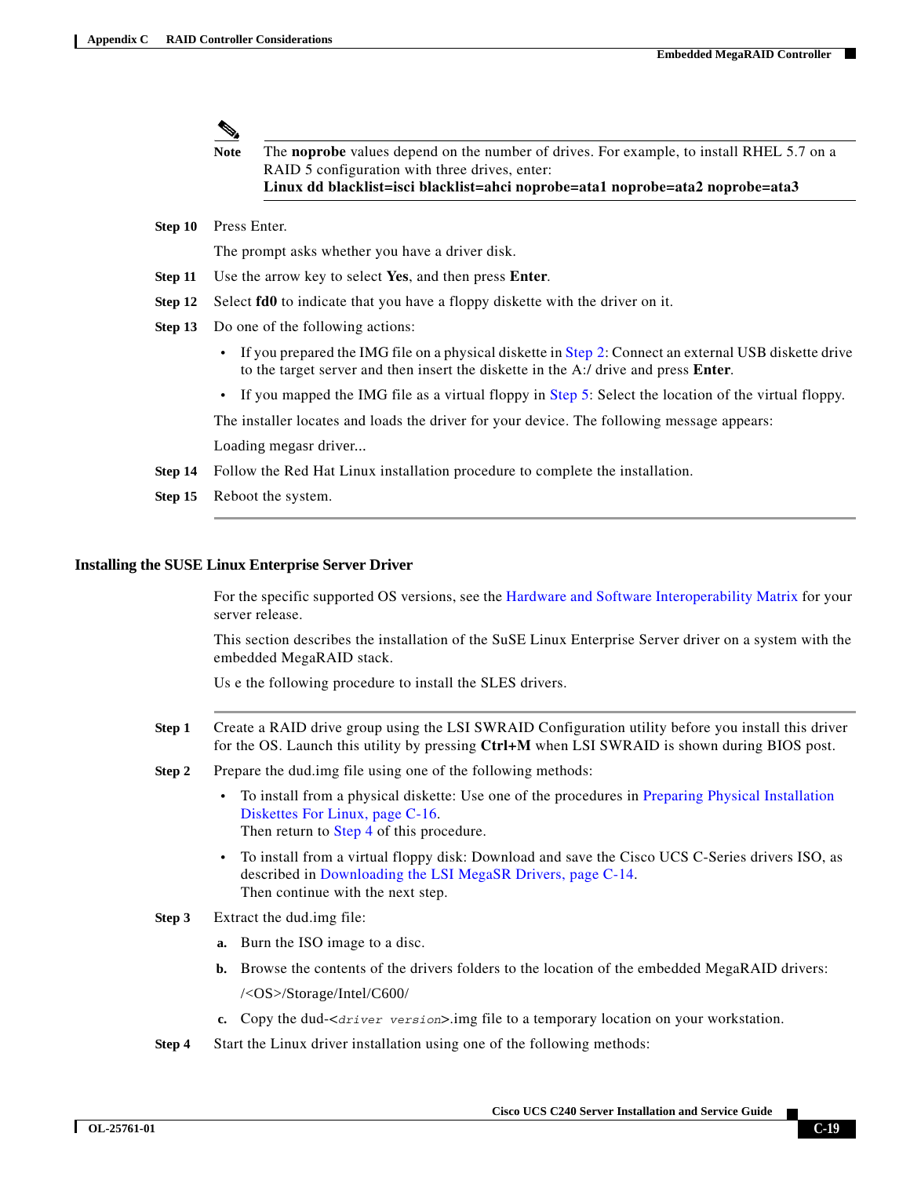> **Note** The **noprobe** values depend on the number of drives. For example, to install RHEL 5.7 on a RAID 5 configuration with three drives, enter:
> **Linux dd blacklist=isci blacklist=ahci noprobe=ata1 noprobe=ata2 noprobe=ata3**

**Step 10** Press Enter.

The prompt asks whether you have a driver disk.

**Step 11** Use the arrow key to select **Yes**, and then press **Enter**.

**Step 12** Select **fd0** to indicate that you have a floppy diskette with the driver on it.

**Step 13** Do one of the following actions:

- If you prepared the IMG file on a physical diskette in Step 2: Connect an external USB diskette drive to the target server and then insert the diskette in the A:/ drive and press **Enter**.
- If you mapped the IMG file as a virtual floppy in Step 5: Select the location of the virtual floppy.

The installer locates and loads the driver for your device. The following message appears:

Loading megasr driver...

**Step 14** Follow the Red Hat Linux installation procedure to complete the installation.

**Step 15** Reboot the system.

### Installing the SUSE Linux Enterprise Server Driver

For the specific supported OS versions, see the Hardware and Software Interoperability Matrix for your server release.

This section describes the installation of the SuSE Linux Enterprise Server driver on a system with the embedded MegaRAID stack.

Us e the following procedure to install the SLES drivers.

**Step 1** Create a RAID drive group using the LSI SWRAID Configuration utility before you install this driver for the OS. Launch this utility by pressing **Ctrl+M** when LSI SWRAID is shown during BIOS post.

**Step 2** Prepare the dud.img file using one of the following methods:

- To install from a physical diskette: Use one of the procedures in Preparing Physical Installation Diskettes For Linux, page C-16.
  Then return to Step 4 of this procedure.
- To install from a virtual floppy disk: Download and save the Cisco UCS C-Series drivers ISO, as described in Downloading the LSI MegaSR Drivers, page C-14.
  Then continue with the next step.

**Step 3** Extract the dud.img file:

a. Burn the ISO image to a disc.

b. Browse the contents of the drivers folders to the location of the embedded MegaRAID drivers:

/<OS>/Storage/Intel/C600/

c. Copy the dud-<*driver version*>.img file to a temporary location on your workstation.

**Step 4** Start the Linux driver installation using one of the following methods: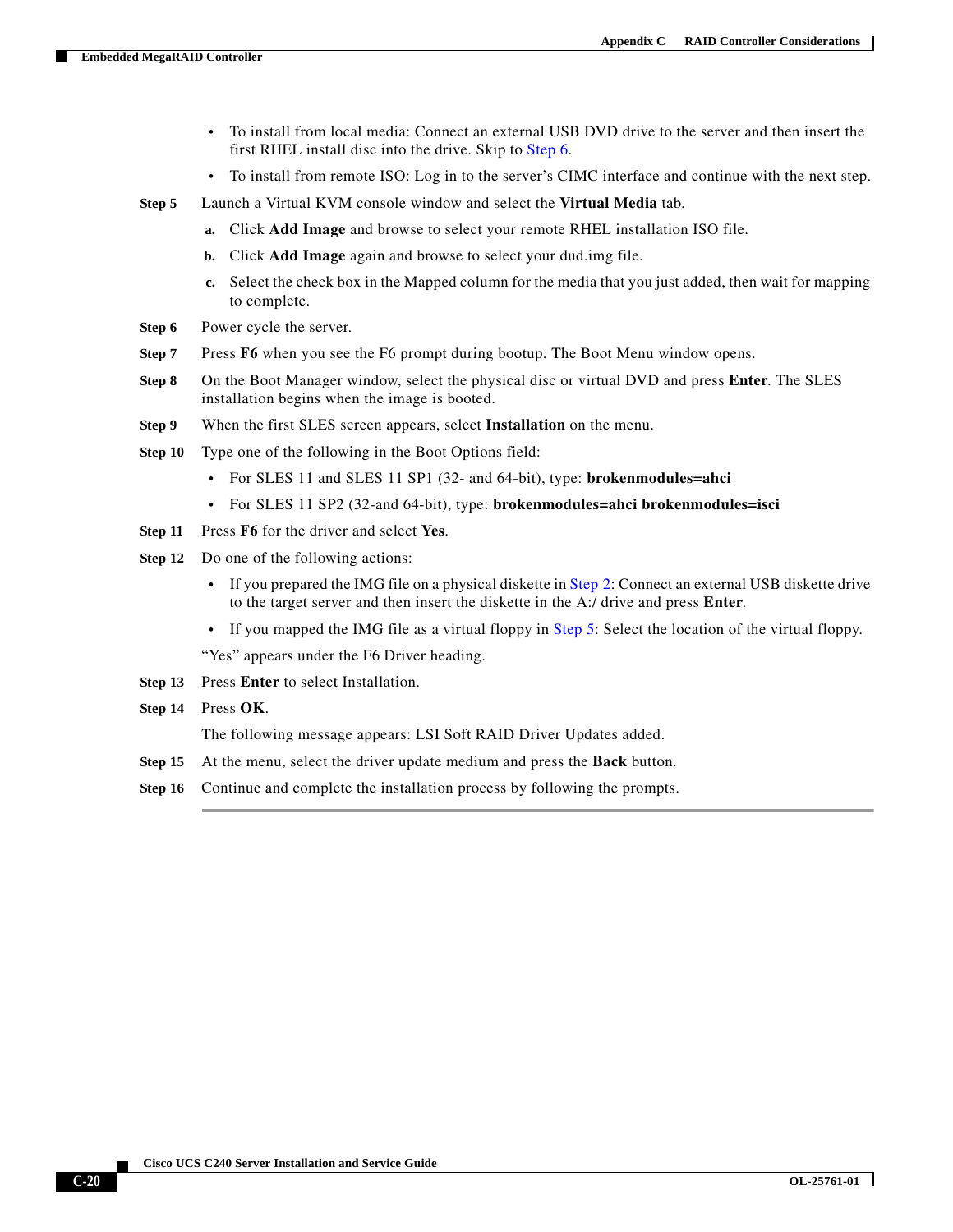- To install from local media: Connect an external USB DVD drive to the server and then insert the first RHEL install disc into the drive. Skip to Step 6.
- To install from remote ISO: Log in to the server's CIMC interface and continue with the next step.

**Step 5** Launch a Virtual KVM console window and select the **Virtual Media** tab.

a. Click **Add Image** and browse to select your remote RHEL installation ISO file.

b. Click **Add Image** again and browse to select your dud.img file.

c. Select the check box in the Mapped column for the media that you just added, then wait for mapping to complete.

**Step 6** Power cycle the server.

**Step 7** Press **F6** when you see the F6 prompt during bootup. The Boot Menu window opens.

**Step 8** On the Boot Manager window, select the physical disc or virtual DVD and press **Enter**. The SLES installation begins when the image is booted.

**Step 9** When the first SLES screen appears, select **Installation** on the menu.

**Step 10** Type one of the following in the Boot Options field:

- For SLES 11 and SLES 11 SP1 (32- and 64-bit), type: **brokenmodules=ahci**
- For SLES 11 SP2 (32-and 64-bit), type: **brokenmodules=ahci brokenmodules=isci**

**Step 11** Press **F6** for the driver and select **Yes**.

**Step 12** Do one of the following actions:

- If you prepared the IMG file on a physical diskette in Step 2: Connect an external USB diskette drive to the target server and then insert the diskette in the A:/ drive and press **Enter**.
- If you mapped the IMG file as a virtual floppy in Step 5: Select the location of the virtual floppy.

"Yes" appears under the F6 Driver heading.

**Step 13** Press **Enter** to select Installation.

**Step 14** Press **OK**.

The following message appears: LSI Soft RAID Driver Updates added.

**Step 15** At the menu, select the driver update medium and press the **Back** button.

**Step 16** Continue and complete the installation process by following the prompts.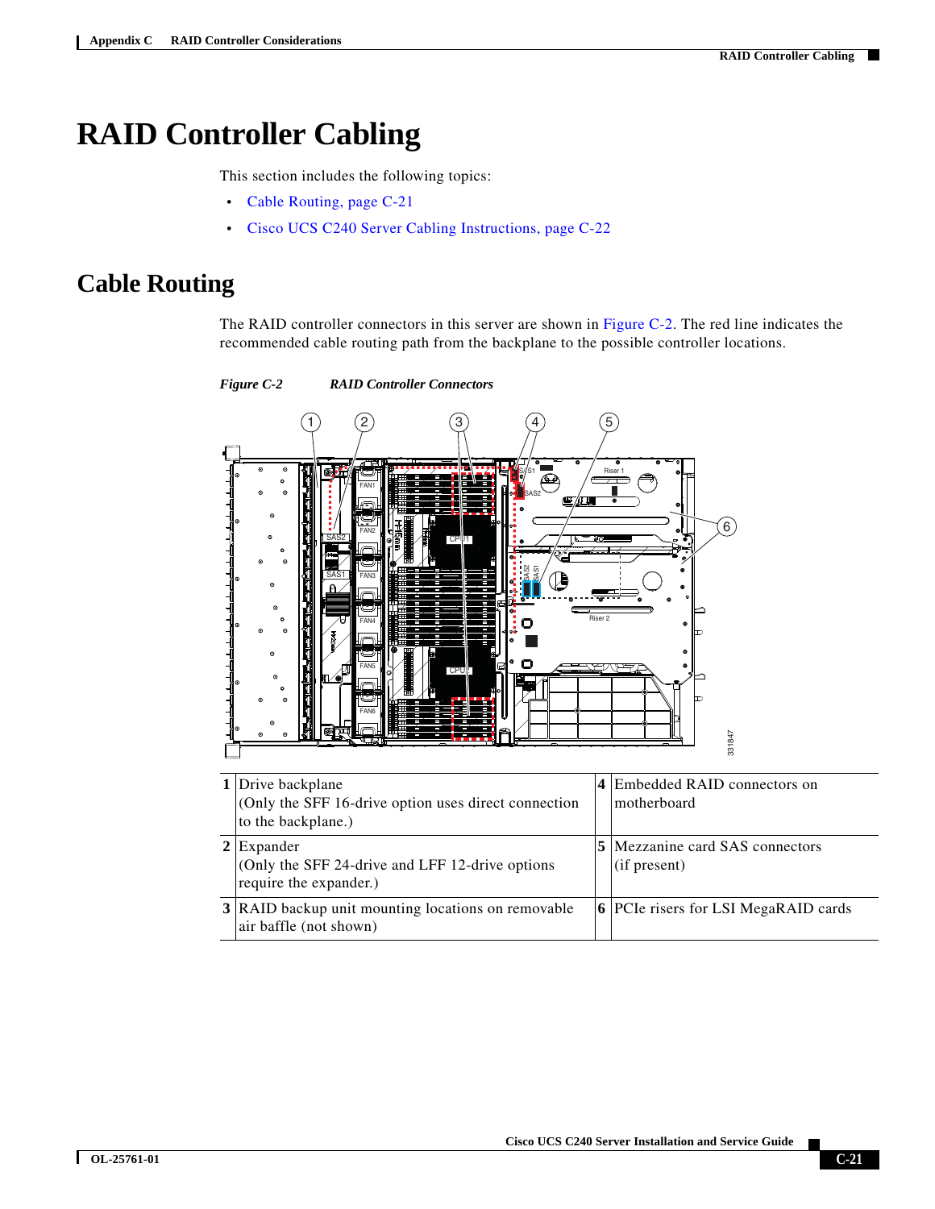# RAID Controller Cabling

This section includes the following topics:

- Cable Routing, page C-21
- Cisco UCS C240 Server Cabling Instructions, page C-22

## Cable Routing

The RAID controller connectors in this server are shown in Figure C-2. The red line indicates the recommended cable routing path from the backplane to the possible controller locations.

*Figure C-2 RAID Controller Connectors*

| | | | |
|---|---|---|---|
| 1 | Drive backplane<br>(Only the SFF 16-drive option uses direct connection to the backplane.) | 4 | Embedded RAID connectors on motherboard |
| 2 | Expander<br>(Only the SFF 24-drive and LFF 12-drive options require the expander.) | 5 | Mezzanine card SAS connectors (if present) |
| 3 | RAID backup unit mounting locations on removable air baffle (not shown) | 6 | PCIe risers for LSI MegaRAID cards |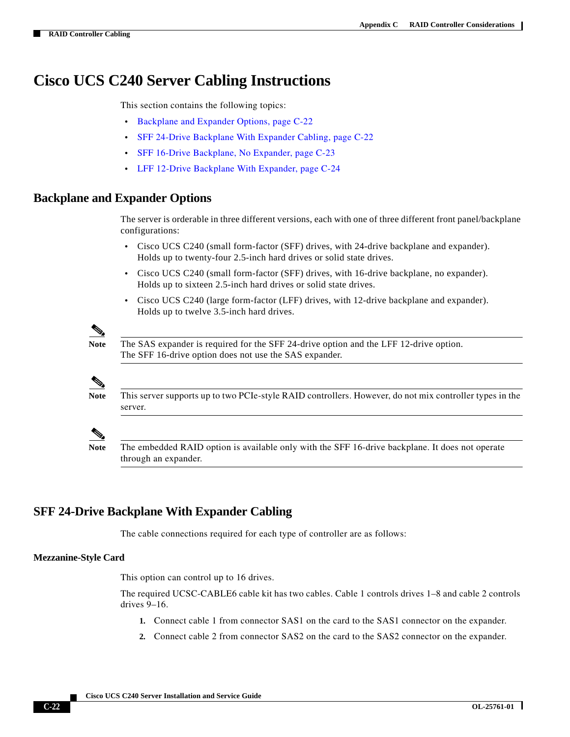# Cisco UCS C240 Server Cabling Instructions

This section contains the following topics:

- Backplane and Expander Options, page C-22
- SFF 24-Drive Backplane With Expander Cabling, page C-22
- SFF 16-Drive Backplane, No Expander, page C-23
- LFF 12-Drive Backplane With Expander, page C-24

## Backplane and Expander Options

The server is orderable in three different versions, each with one of three different front panel/backplane configurations:

- Cisco UCS C240 (small form-factor (SFF) drives, with 24-drive backplane and expander). Holds up to twenty-four 2.5-inch hard drives or solid state drives.
- Cisco UCS C240 (small form-factor (SFF) drives, with 16-drive backplane, no expander). Holds up to sixteen 2.5-inch hard drives or solid state drives.
- Cisco UCS C240 (large form-factor (LFF) drives, with 12-drive backplane and expander). Holds up to twelve 3.5-inch hard drives.

**Note** The SAS expander is required for the SFF 24-drive option and the LFF 12-drive option. The SFF 16-drive option does not use the SAS expander.

**Note** This server supports up to two PCIe-style RAID controllers. However, do not mix controller types in the server.

**Note** The embedded RAID option is available only with the SFF 16-drive backplane. It does not operate through an expander.

## SFF 24-Drive Backplane With Expander Cabling

The cable connections required for each type of controller are as follows:

### Mezzanine-Style Card

This option can control up to 16 drives.

The required UCSC-CABLE6 cable kit has two cables. Cable 1 controls drives 1–8 and cable 2 controls drives 9–16.

1. Connect cable 1 from connector SAS1 on the card to the SAS1 connector on the expander.
2. Connect cable 2 from connector SAS2 on the card to the SAS2 connector on the expander.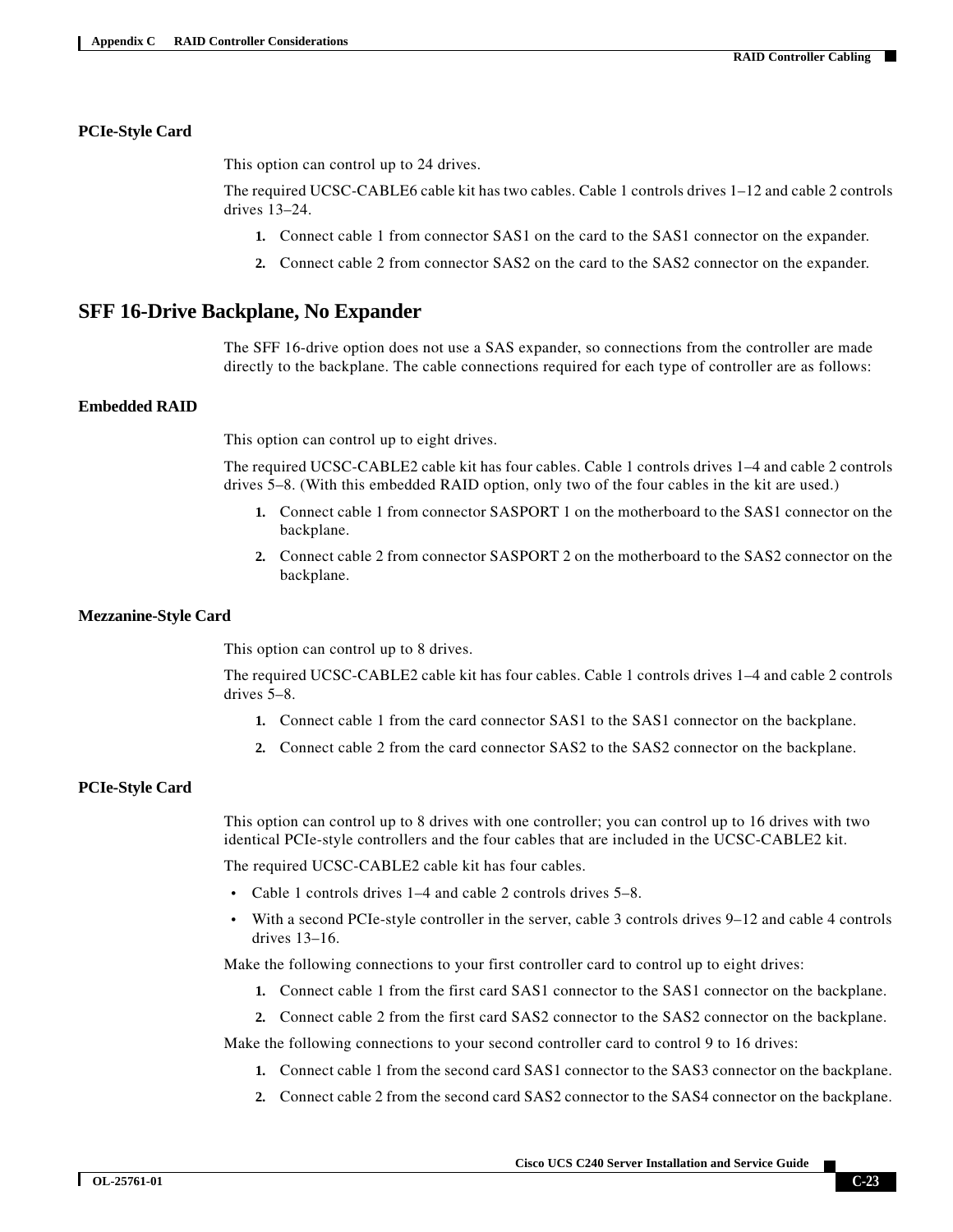### PCIe-Style Card

This option can control up to 24 drives.

The required UCSC-CABLE6 cable kit has two cables. Cable 1 controls drives 1–12 and cable 2 controls drives 13–24.

1. Connect cable 1 from connector SAS1 on the card to the SAS1 connector on the expander.
2. Connect cable 2 from connector SAS2 on the card to the SAS2 connector on the expander.

## SFF 16-Drive Backplane, No Expander

The SFF 16-drive option does not use a SAS expander, so connections from the controller are made directly to the backplane. The cable connections required for each type of controller are as follows:

### Embedded RAID

This option can control up to eight drives.

The required UCSC-CABLE2 cable kit has four cables. Cable 1 controls drives 1–4 and cable 2 controls drives 5–8. (With this embedded RAID option, only two of the four cables in the kit are used.)

1. Connect cable 1 from connector SASPORT 1 on the motherboard to the SAS1 connector on the backplane.
2. Connect cable 2 from connector SASPORT 2 on the motherboard to the SAS2 connector on the backplane.

### Mezzanine-Style Card

This option can control up to 8 drives.

The required UCSC-CABLE2 cable kit has four cables. Cable 1 controls drives 1–4 and cable 2 controls drives 5–8.

1. Connect cable 1 from the card connector SAS1 to the SAS1 connector on the backplane.
2. Connect cable 2 from the card connector SAS2 to the SAS2 connector on the backplane.

### PCIe-Style Card

This option can control up to 8 drives with one controller; you can control up to 16 drives with two identical PCIe-style controllers and the four cables that are included in the UCSC-CABLE2 kit.

The required UCSC-CABLE2 cable kit has four cables.

- Cable 1 controls drives 1–4 and cable 2 controls drives 5–8.
- With a second PCIe-style controller in the server, cable 3 controls drives 9–12 and cable 4 controls drives 13–16.

Make the following connections to your first controller card to control up to eight drives:

1. Connect cable 1 from the first card SAS1 connector to the SAS1 connector on the backplane.
2. Connect cable 2 from the first card SAS2 connector to the SAS2 connector on the backplane.

Make the following connections to your second controller card to control 9 to 16 drives:

1. Connect cable 1 from the second card SAS1 connector to the SAS3 connector on the backplane.
2. Connect cable 2 from the second card SAS2 connector to the SAS4 connector on the backplane.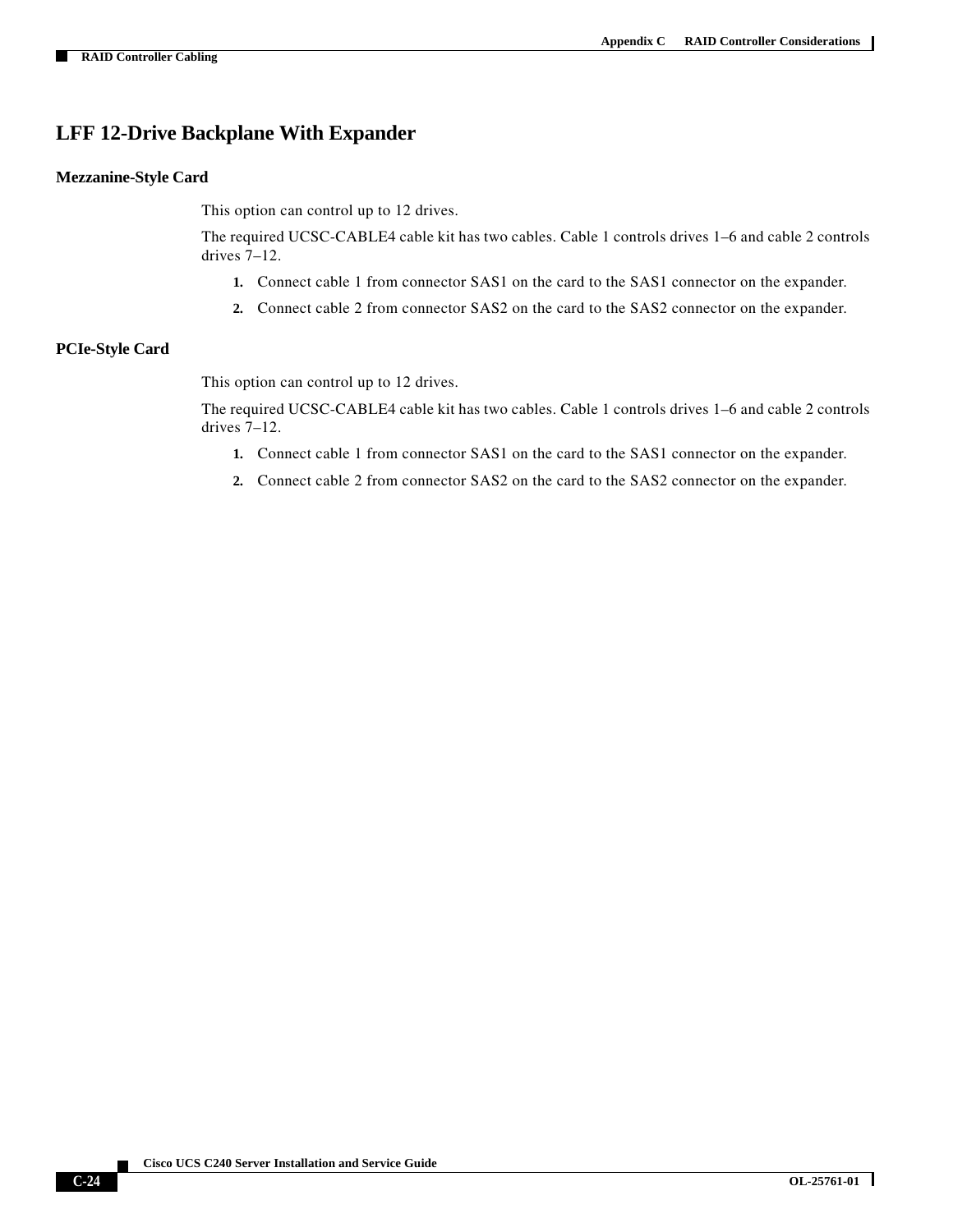## LFF 12-Drive Backplane With Expander

### Mezzanine-Style Card

This option can control up to 12 drives.

The required UCSC-CABLE4 cable kit has two cables. Cable 1 controls drives 1–6 and cable 2 controls drives 7–12.

1. Connect cable 1 from connector SAS1 on the card to the SAS1 connector on the expander.
2. Connect cable 2 from connector SAS2 on the card to the SAS2 connector on the expander.

### PCIe-Style Card

This option can control up to 12 drives.

The required UCSC-CABLE4 cable kit has two cables. Cable 1 controls drives 1–6 and cable 2 controls drives 7–12.

1. Connect cable 1 from connector SAS1 on the card to the SAS1 connector on the expander.
2. Connect cable 2 from connector SAS2 on the card to the SAS2 connector on the expander.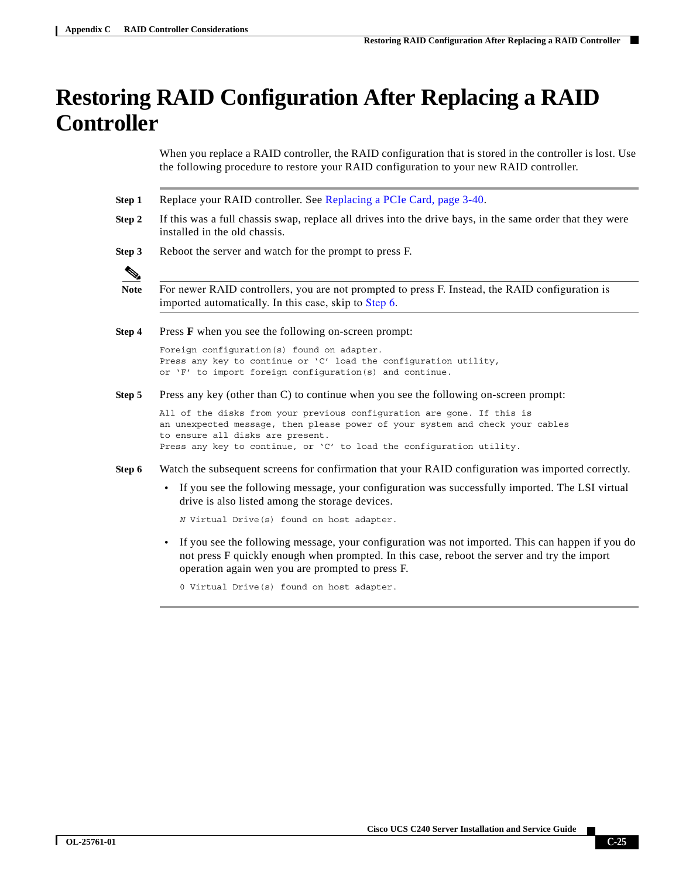# Restoring RAID Configuration After Replacing a RAID Controller

When you replace a RAID controller, the RAID configuration that is stored in the controller is lost. Use the following procedure to restore your RAID configuration to your new RAID controller.

**Step 1** Replace your RAID controller. See Replacing a PCIe Card, page 3-40.

**Step 2** If this was a full chassis swap, replace all drives into the drive bays, in the same order that they were installed in the old chassis.

**Step 3** Reboot the server and watch for the prompt to press F.

> **Note** For newer RAID controllers, you are not prompted to press F. Instead, the RAID configuration is imported automatically. In this case, skip to Step 6.

**Step 4** Press **F** when you see the following on-screen prompt:

```
Foreign configuration(s) found on adapter.
Press any key to continue or 'C' load the configuration utility,
or 'F' to import foreign configuration(s) and continue.
```

**Step 5** Press any key (other than C) to continue when you see the following on-screen prompt:

```
All of the disks from your previous configuration are gone. If this is
an unexpected message, then please power of your system and check your cables
to ensure all disks are present.
Press any key to continue, or 'C' to load the configuration utility.
```

**Step 6** Watch the subsequent screens for confirmation that your RAID configuration was imported correctly.

- If you see the following message, your configuration was successfully imported. The LSI virtual drive is also listed among the storage devices.

  ```
  N Virtual Drive(s) found on host adapter.
  ```

- If you see the following message, your configuration was not imported. This can happen if you do not press F quickly enough when prompted. In this case, reboot the server and try the import operation again wen you are prompted to press F.

  ```
  0 Virtual Drive(s) found on host adapter.
  ```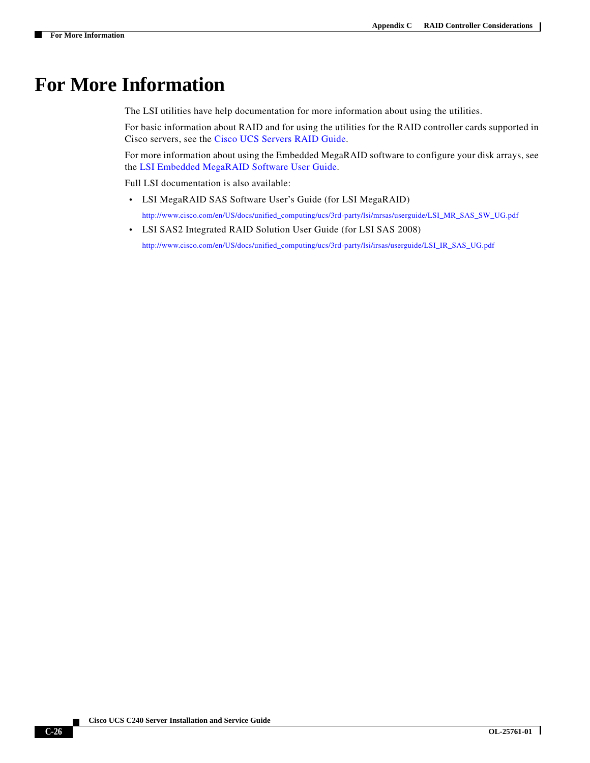# For More Information

The LSI utilities have help documentation for more information about using the utilities.

For basic information about RAID and for using the utilities for the RAID controller cards supported in Cisco servers, see the Cisco UCS Servers RAID Guide.

For more information about using the Embedded MegaRAID software to configure your disk arrays, see the LSI Embedded MegaRAID Software User Guide.

Full LSI documentation is also available:

- LSI MegaRAID SAS Software User's Guide (for LSI MegaRAID)

  http://www.cisco.com/en/US/docs/unified_computing/ucs/3rd-party/lsi/mrsas/userguide/LSI_MR_SAS_SW_UG.pdf

- LSI SAS2 Integrated RAID Solution User Guide (for LSI SAS 2008)

  http://www.cisco.com/en/US/docs/unified_computing/ucs/3rd-party/lsi/irsas/userguide/LSI_IR_SAS_UG.pdf